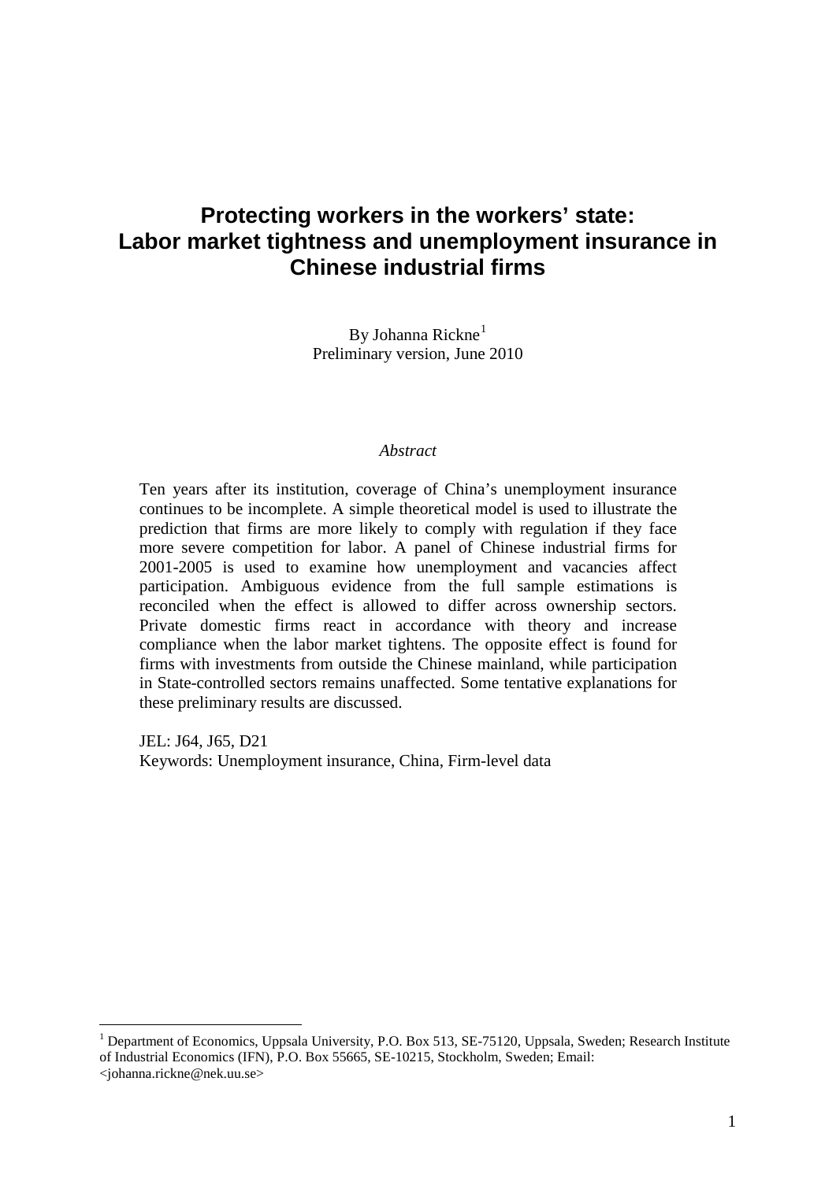# Protecting workers in the workers' state: Labor market tightness and unemployment insurance in Chinese industrial firms

By Johanna Rickne[1]

Preliminary version, June 2010

*Abstract*

Ten years after its institution, coverage of China's unemployment insurance continues to be incomplete. A simple theoretical model is used to illustrate the prediction that firms are more likely to comply with regulation if they face more severe competition for labor. A panel of Chinese industrial firms for 2001-2005 is used to examine how unemployment and vacancies affect participation. Ambiguous evidence from the full sample estimations is reconciled when the effect is allowed to differ across ownership sectors. Private domestic firms react in accordance with theory and increase compliance when the labor market tightens. The opposite effect is found for firms with investments from outside the Chinese mainland, while participation in State-controlled sectors remains unaffected. Some tentative explanations for these preliminary results are discussed.

JEL: J64, J65, D21

Keywords: Unemployment insurance, China, Firm-level data

---

[1] Department of Economics, Uppsala University, P.O. Box 513, SE-75120, Uppsala, Sweden; Research Institute of Industrial Economics (IFN), P.O. Box 55665, SE-10215, Stockholm, Sweden; Email: <johanna.rickne@nek.uu.se>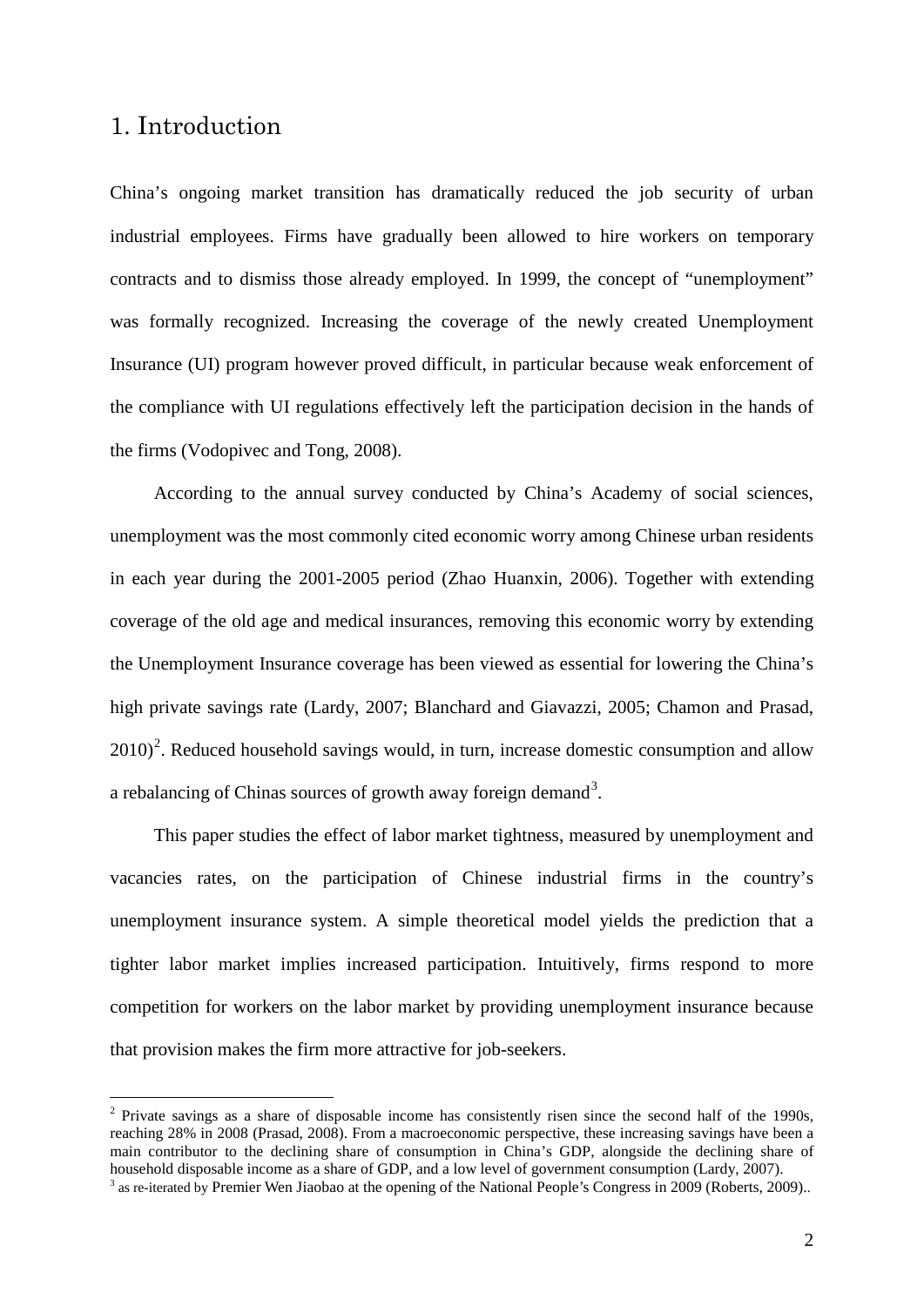# 1. Introduction

China's ongoing market transition has dramatically reduced the job security of urban industrial employees. Firms have gradually been allowed to hire workers on temporary contracts and to dismiss those already employed. In 1999, the concept of "unemployment" was formally recognized. Increasing the coverage of the newly created Unemployment Insurance (UI) program however proved difficult, in particular because weak enforcement of the compliance with UI regulations effectively left the participation decision in the hands of the firms (Vodopivec and Tong, 2008).

According to the annual survey conducted by China's Academy of social sciences, unemployment was the most commonly cited economic worry among Chinese urban residents in each year during the 2001-2005 period (Zhao Huanxin, 2006). Together with extending coverage of the old age and medical insurances, removing this economic worry by extending the Unemployment Insurance coverage has been viewed as essential for lowering the China's high private savings rate (Lardy, 2007; Blanchard and Giavazzi, 2005; Chamon and Prasad, 2010)[2]. Reduced household savings would, in turn, increase domestic consumption and allow a rebalancing of Chinas sources of growth away foreign demand[3].

This paper studies the effect of labor market tightness, measured by unemployment and vacancies rates, on the participation of Chinese industrial firms in the country's unemployment insurance system. A simple theoretical model yields the prediction that a tighter labor market implies increased participation. Intuitively, firms respond to more competition for workers on the labor market by providing unemployment insurance because that provision makes the firm more attractive for job-seekers.

---

[2] Private savings as a share of disposable income has consistently risen since the second half of the 1990s, reaching 28% in 2008 (Prasad, 2008). From a macroeconomic perspective, these increasing savings have been a main contributor to the declining share of consumption in China's GDP, alongside the declining share of household disposable income as a share of GDP, and a low level of government consumption (Lardy, 2007).

[3] as re-iterated by Premier Wen Jiaobao at the opening of the National People's Congress in 2009 (Roberts, 2009)..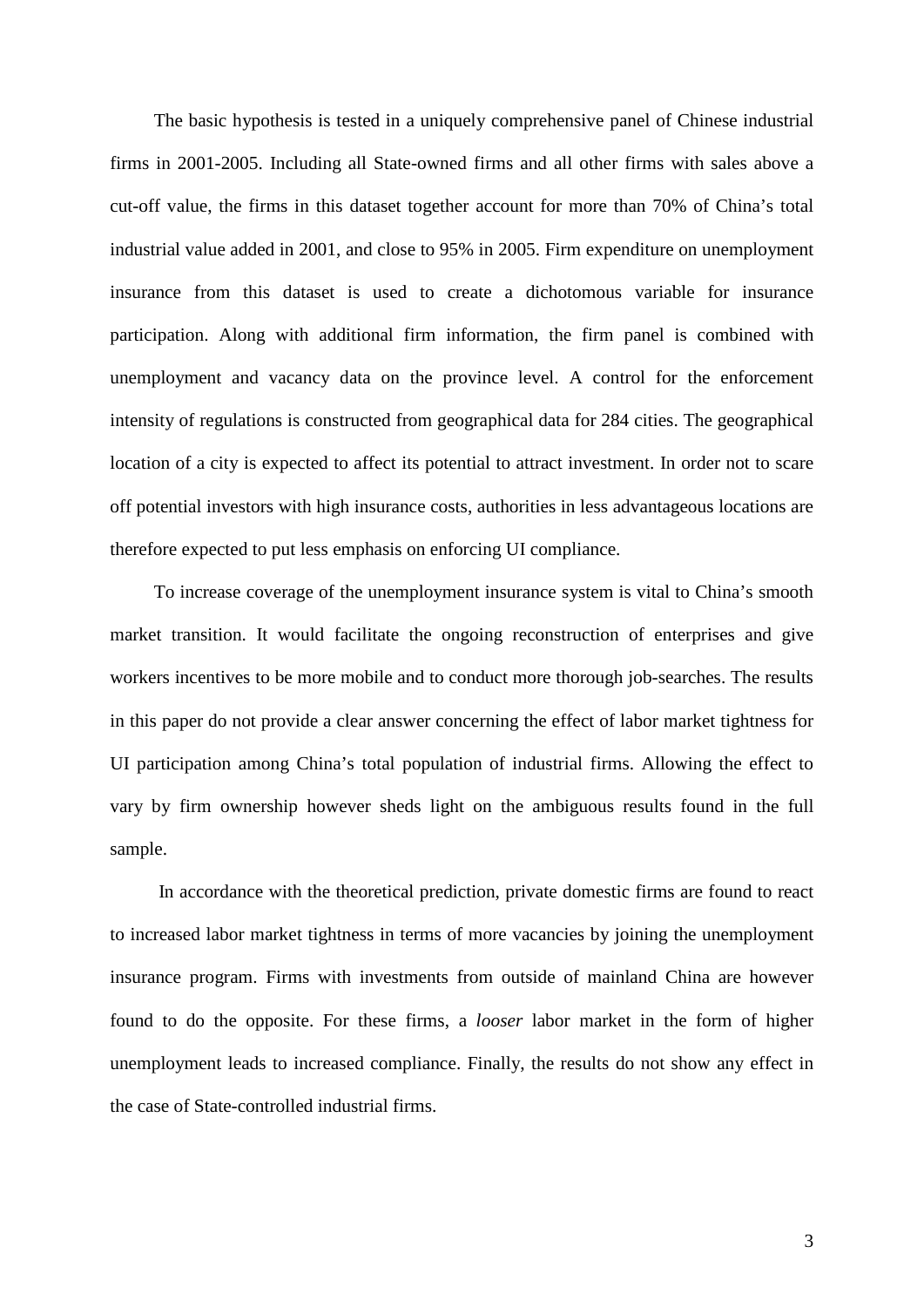The basic hypothesis is tested in a uniquely comprehensive panel of Chinese industrial firms in 2001-2005. Including all State-owned firms and all other firms with sales above a cut-off value, the firms in this dataset together account for more than 70% of China's total industrial value added in 2001, and close to 95% in 2005. Firm expenditure on unemployment insurance from this dataset is used to create a dichotomous variable for insurance participation. Along with additional firm information, the firm panel is combined with unemployment and vacancy data on the province level. A control for the enforcement intensity of regulations is constructed from geographical data for 284 cities. The geographical location of a city is expected to affect its potential to attract investment. In order not to scare off potential investors with high insurance costs, authorities in less advantageous locations are therefore expected to put less emphasis on enforcing UI compliance.

To increase coverage of the unemployment insurance system is vital to China's smooth market transition. It would facilitate the ongoing reconstruction of enterprises and give workers incentives to be more mobile and to conduct more thorough job-searches. The results in this paper do not provide a clear answer concerning the effect of labor market tightness for UI participation among China's total population of industrial firms. Allowing the effect to vary by firm ownership however sheds light on the ambiguous results found in the full sample.

In accordance with the theoretical prediction, private domestic firms are found to react to increased labor market tightness in terms of more vacancies by joining the unemployment insurance program. Firms with investments from outside of mainland China are however found to do the opposite. For these firms, a *looser* labor market in the form of higher unemployment leads to increased compliance. Finally, the results do not show any effect in the case of State-controlled industrial firms.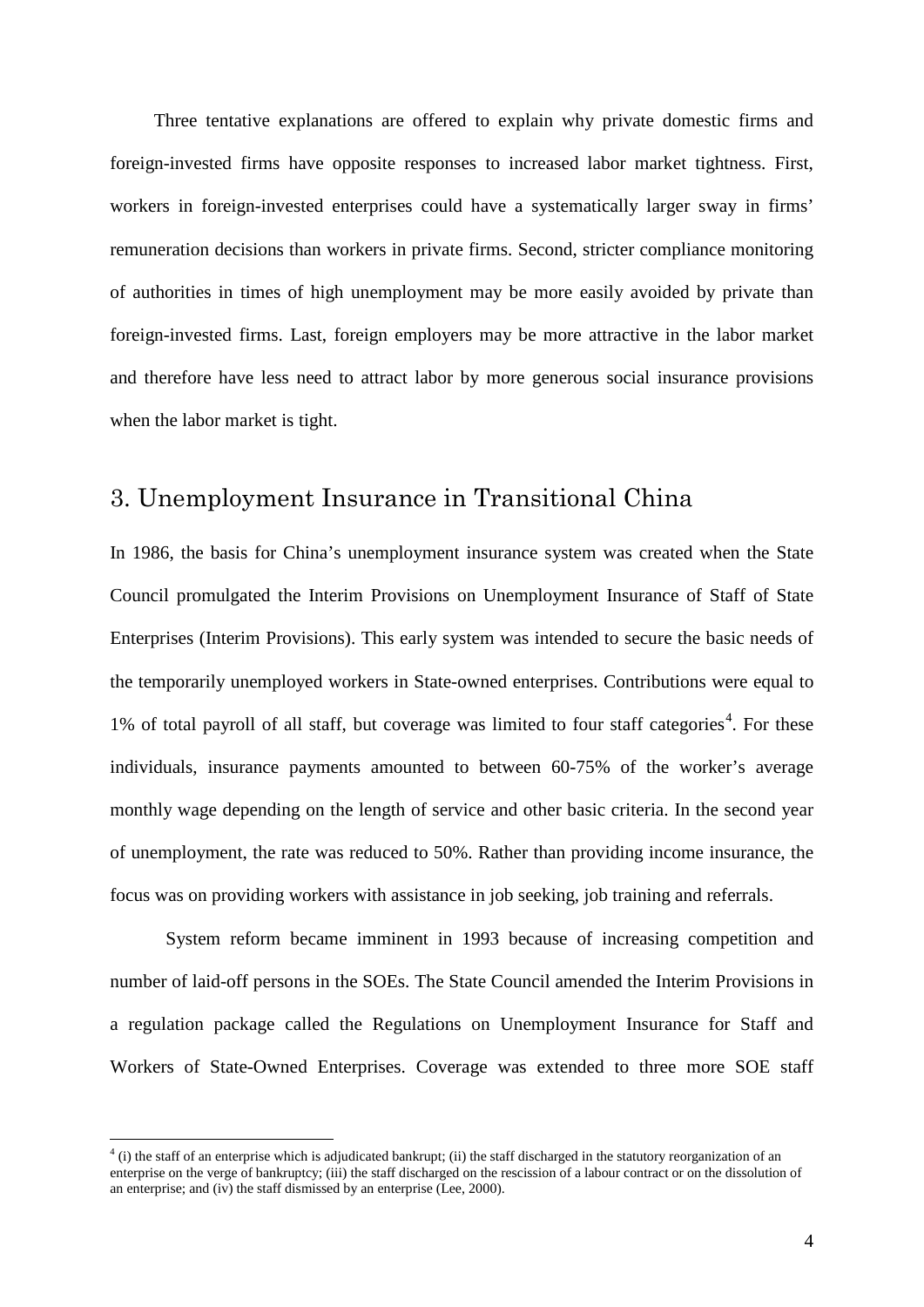Three tentative explanations are offered to explain why private domestic firms and foreign-invested firms have opposite responses to increased labor market tightness. First, workers in foreign-invested enterprises could have a systematically larger sway in firms' remuneration decisions than workers in private firms. Second, stricter compliance monitoring of authorities in times of high unemployment may be more easily avoided by private than foreign-invested firms. Last, foreign employers may be more attractive in the labor market and therefore have less need to attract labor by more generous social insurance provisions when the labor market is tight.

## 3. Unemployment Insurance in Transitional China

In 1986, the basis for China's unemployment insurance system was created when the State Council promulgated the Interim Provisions on Unemployment Insurance of Staff of State Enterprises (Interim Provisions). This early system was intended to secure the basic needs of the temporarily unemployed workers in State-owned enterprises. Contributions were equal to 1% of total payroll of all staff, but coverage was limited to four staff categories[4]. For these individuals, insurance payments amounted to between 60-75% of the worker's average monthly wage depending on the length of service and other basic criteria. In the second year of unemployment, the rate was reduced to 50%. Rather than providing income insurance, the focus was on providing workers with assistance in job seeking, job training and referrals.

System reform became imminent in 1993 because of increasing competition and number of laid-off persons in the SOEs. The State Council amended the Interim Provisions in a regulation package called the Regulations on Unemployment Insurance for Staff and Workers of State-Owned Enterprises. Coverage was extended to three more SOE staff

---

[4] (i) the staff of an enterprise which is adjudicated bankrupt; (ii) the staff discharged in the statutory reorganization of an enterprise on the verge of bankruptcy; (iii) the staff discharged on the rescission of a labour contract or on the dissolution of an enterprise; and (iv) the staff dismissed by an enterprise (Lee, 2000).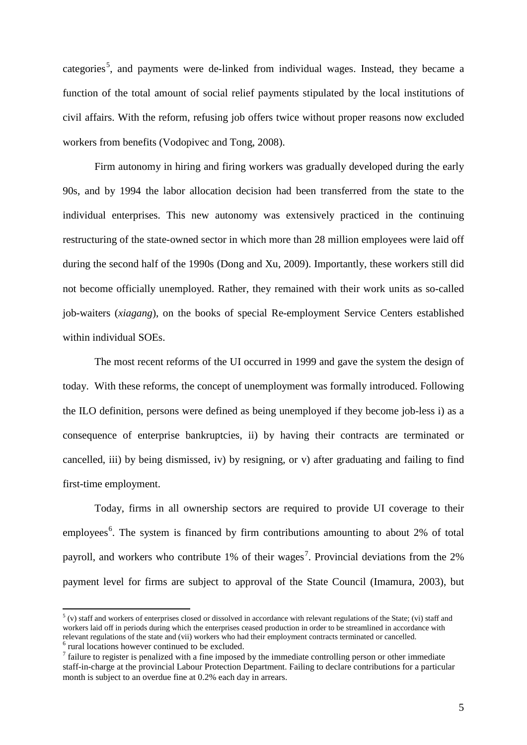categories[5], and payments were de-linked from individual wages. Instead, they became a function of the total amount of social relief payments stipulated by the local institutions of civil affairs. With the reform, refusing job offers twice without proper reasons now excluded workers from benefits (Vodopivec and Tong, 2008).

Firm autonomy in hiring and firing workers was gradually developed during the early 90s, and by 1994 the labor allocation decision had been transferred from the state to the individual enterprises. This new autonomy was extensively practiced in the continuing restructuring of the state-owned sector in which more than 28 million employees were laid off during the second half of the 1990s (Dong and Xu, 2009). Importantly, these workers still did not become officially unemployed. Rather, they remained with their work units as so-called job-waiters (*xiagang*), on the books of special Re-employment Service Centers established within individual SOEs.

The most recent reforms of the UI occurred in 1999 and gave the system the design of today. With these reforms, the concept of unemployment was formally introduced. Following the ILO definition, persons were defined as being unemployed if they become job-less i) as a consequence of enterprise bankruptcies, ii) by having their contracts are terminated or cancelled, iii) by being dismissed, iv) by resigning, or v) after graduating and failing to find first-time employment.

Today, firms in all ownership sectors are required to provide UI coverage to their employees[6]. The system is financed by firm contributions amounting to about 2% of total payroll, and workers who contribute 1% of their wages[7]. Provincial deviations from the 2% payment level for firms are subject to approval of the State Council (Imamura, 2003), but

---

[5] (v) staff and workers of enterprises closed or dissolved in accordance with relevant regulations of the State; (vi) staff and workers laid off in periods during which the enterprises ceased production in order to be streamlined in accordance with relevant regulations of the state and (vii) workers who had their employment contracts terminated or cancelled.

[6] rural locations however continued to be excluded.

[7] failure to register is penalized with a fine imposed by the immediate controlling person or other immediate staff-in-charge at the provincial Labour Protection Department. Failing to declare contributions for a particular month is subject to an overdue fine at 0.2% each day in arrears.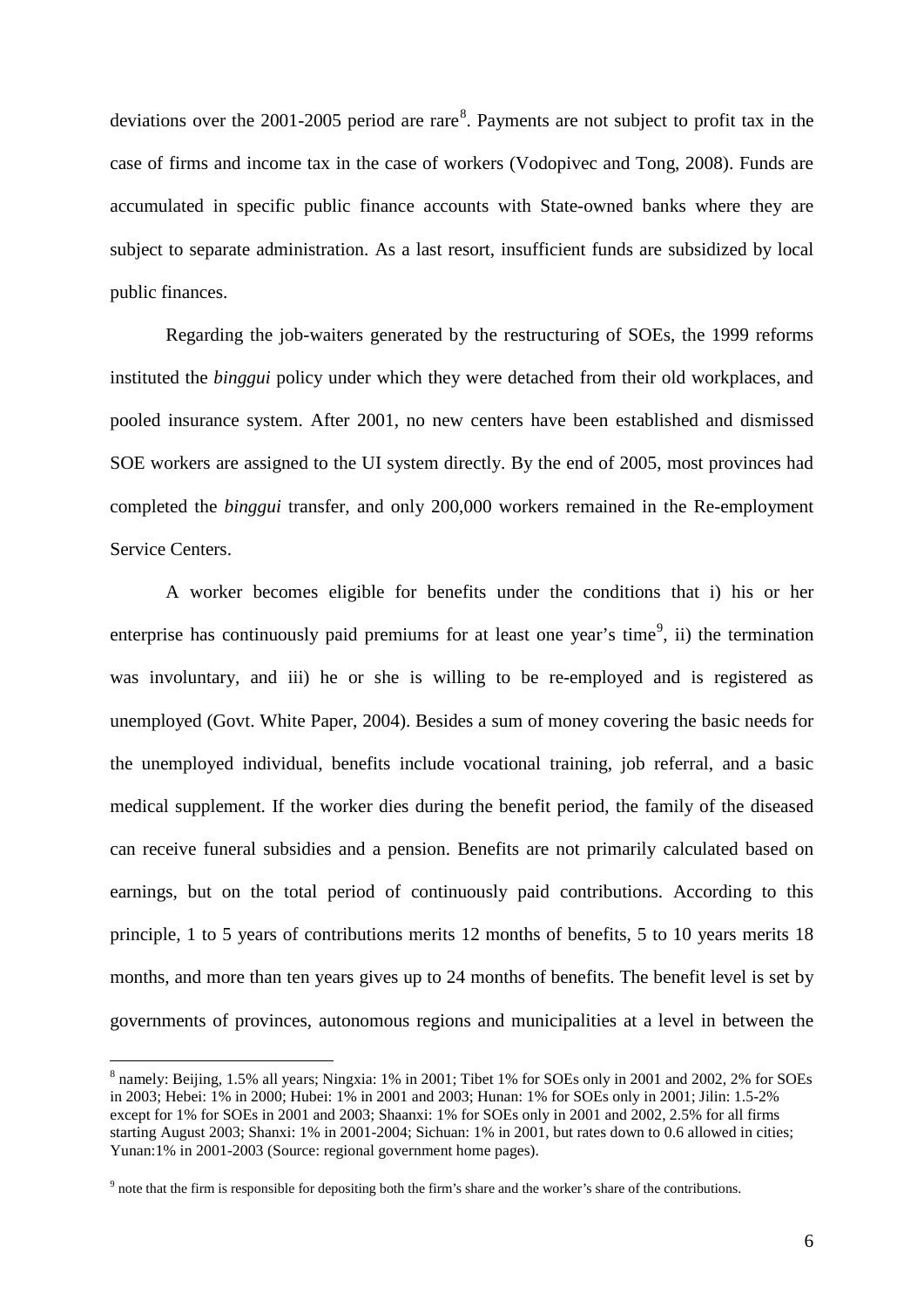deviations over the 2001-2005 period are rare[8]. Payments are not subject to profit tax in the case of firms and income tax in the case of workers (Vodopivec and Tong, 2008). Funds are accumulated in specific public finance accounts with State-owned banks where they are subject to separate administration. As a last resort, insufficient funds are subsidized by local public finances.

Regarding the job-waiters generated by the restructuring of SOEs, the 1999 reforms instituted the *binggui* policy under which they were detached from their old workplaces, and pooled insurance system. After 2001, no new centers have been established and dismissed SOE workers are assigned to the UI system directly. By the end of 2005, most provinces had completed the *binggui* transfer, and only 200,000 workers remained in the Re-employment Service Centers.

A worker becomes eligible for benefits under the conditions that i) his or her enterprise has continuously paid premiums for at least one year's time[9], ii) the termination was involuntary, and iii) he or she is willing to be re-employed and is registered as unemployed (Govt. White Paper, 2004). Besides a sum of money covering the basic needs for the unemployed individual, benefits include vocational training, job referral, and a basic medical supplement. If the worker dies during the benefit period, the family of the diseased can receive funeral subsidies and a pension. Benefits are not primarily calculated based on earnings, but on the total period of continuously paid contributions. According to this principle, 1 to 5 years of contributions merits 12 months of benefits, 5 to 10 years merits 18 months, and more than ten years gives up to 24 months of benefits. The benefit level is set by governments of provinces, autonomous regions and municipalities at a level in between the

---

[8] namely: Beijing, 1.5% all years; Ningxia: 1% in 2001; Tibet 1% for SOEs only in 2001 and 2002, 2% for SOEs in 2003; Hebei: 1% in 2000; Hubei: 1% in 2001 and 2003; Hunan: 1% for SOEs only in 2001; Jilin: 1.5-2% except for 1% for SOEs in 2001 and 2003; Shaanxi: 1% for SOEs only in 2001 and 2002, 2.5% for all firms starting August 2003; Shanxi: 1% in 2001-2004; Sichuan: 1% in 2001, but rates down to 0.6 allowed in cities; Yunan:1% in 2001-2003 (Source: regional government home pages).

[9] note that the firm is responsible for depositing both the firm's share and the worker's share of the contributions.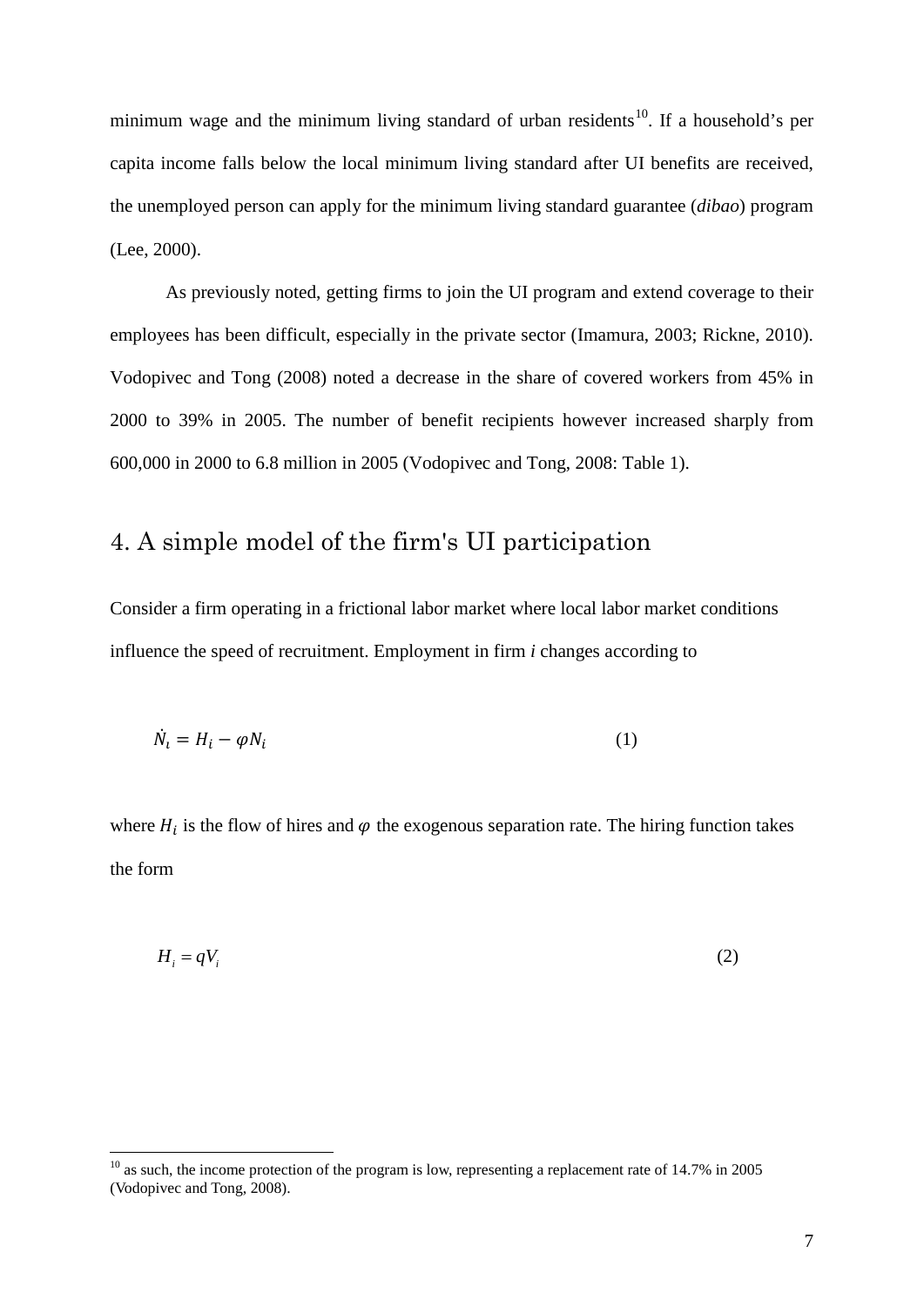minimum wage and the minimum living standard of urban residents[10]. If a household's per capita income falls below the local minimum living standard after UI benefits are received, the unemployed person can apply for the minimum living standard guarantee (*dibao*) program (Lee, 2000).

As previously noted, getting firms to join the UI program and extend coverage to their employees has been difficult, especially in the private sector (Imamura, 2003; Rickne, 2010). Vodopivec and Tong (2008) noted a decrease in the share of covered workers from 45% in 2000 to 39% in 2005. The number of benefit recipients however increased sharply from 600,000 in 2000 to 6.8 million in 2005 (Vodopivec and Tong, 2008: Table 1).

## 4. A simple model of the firm's UI participation

Consider a firm operating in a frictional labor market where local labor market conditions influence the speed of recruitment. Employment in firm *i* changes according to

$$\dot{N}_i = H_i - \varphi N_i \tag{1}$$

where $H_i$ is the flow of hires and $\varphi$ the exogenous separation rate. The hiring function takes the form

$$H_i = qV_i \tag{2}$$

[10] as such, the income protection of the program is low, representing a replacement rate of 14.7% in 2005 (Vodopivec and Tong, 2008).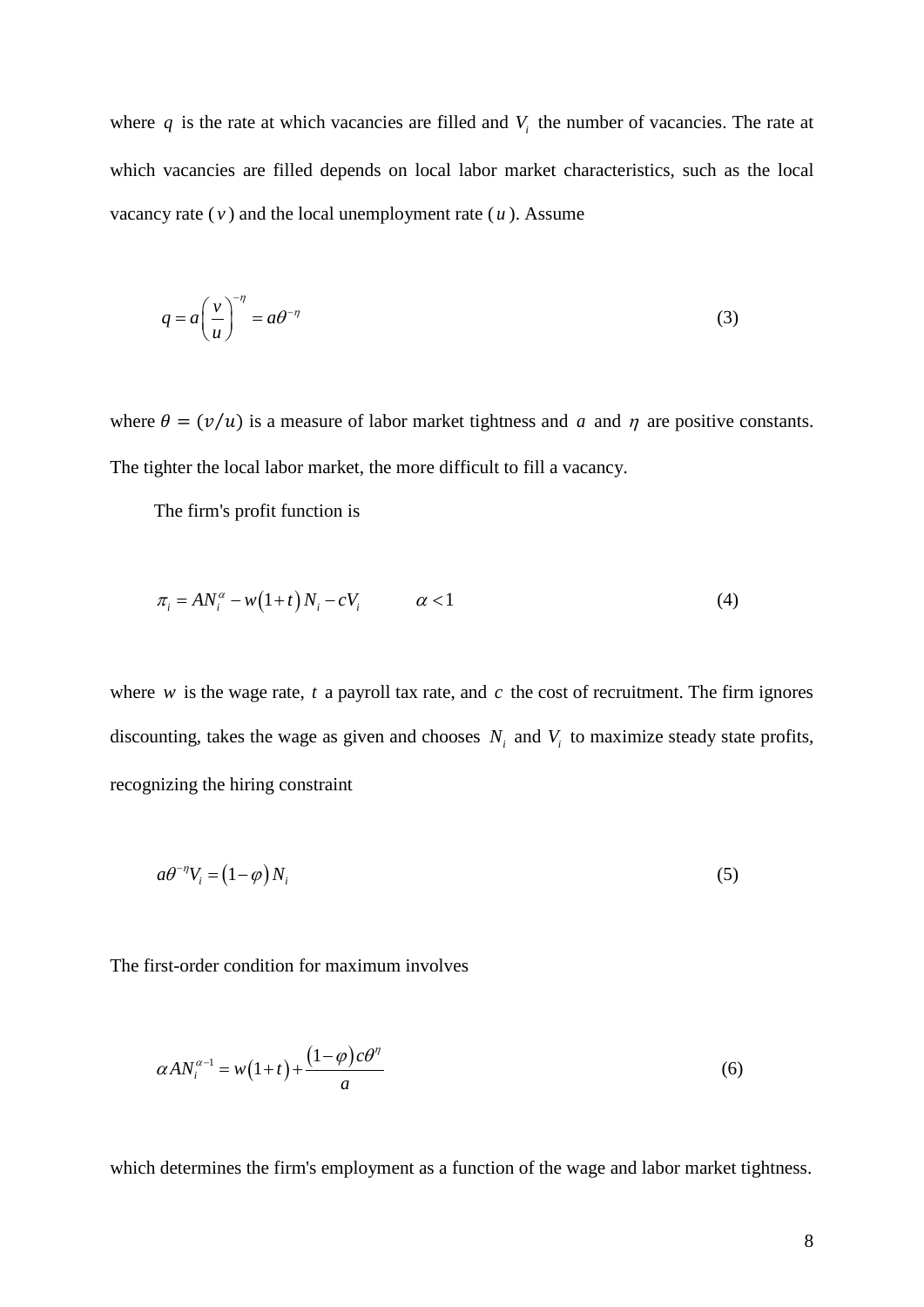where $q$ is the rate at which vacancies are filled and $V_i$ the number of vacancies. The rate at which vacancies are filled depends on local labor market characteristics, such as the local vacancy rate ($v$) and the local unemployment rate ($u$). Assume

$$q = a\left(\frac{v}{u}\right)^{-\eta} = a\theta^{-\eta} \tag{3}$$

where $\theta = (v/u)$ is a measure of labor market tightness and $a$ and $\eta$ are positive constants. The tighter the local labor market, the more difficult to fill a vacancy.

The firm's profit function is

$$\pi_i = AN_i^{\alpha} - w(1+t)N_i - cV_i \qquad \alpha < 1 \tag{4}$$

where $w$ is the wage rate, $t$ a payroll tax rate, and $c$ the cost of recruitment. The firm ignores discounting, takes the wage as given and chooses $N_i$ and $V_i$ to maximize steady state profits, recognizing the hiring constraint

$$a\theta^{-\eta}V_i = (1-\varphi)N_i \tag{5}$$

The first-order condition for maximum involves

$$\alpha AN_i^{\alpha-1} = w(1+t) + \frac{(1-\varphi)c\theta^{\eta}}{a} \tag{6}$$

which determines the firm's employment as a function of the wage and labor market tightness.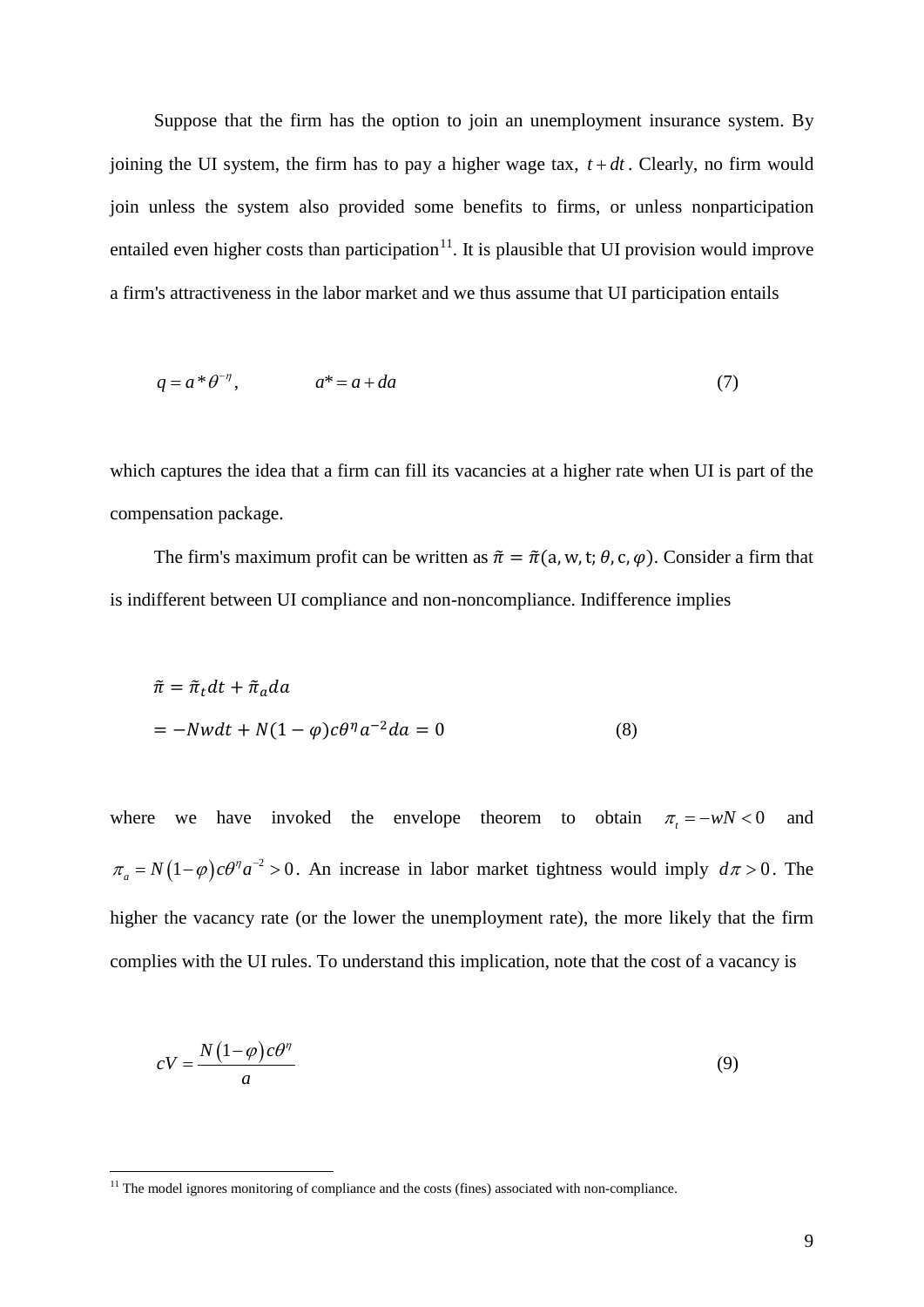Suppose that the firm has the option to join an unemployment insurance system. By joining the UI system, the firm has to pay a higher wage tax, $t+dt$. Clearly, no firm would join unless the system also provided some benefits to firms, or unless nonparticipation entailed even higher costs than participation[11]. It is plausible that UI provision would improve a firm's attractiveness in the labor market and we thus assume that UI participation entails

$$q = a^{*}\theta^{-\eta}, \qquad a^{*} = a + da \tag{7}$$

which captures the idea that a firm can fill its vacancies at a higher rate when UI is part of the compensation package.

The firm's maximum profit can be written as $\tilde{\pi} = \tilde{\pi}(\mathrm{a}, \mathrm{w}, \mathrm{t}; \theta, \mathrm{c}, \varphi)$. Consider a firm that is indifferent between UI compliance and non-noncompliance. Indifference implies

$$\begin{aligned}
\tilde{\pi} &= \tilde{\pi}_t dt + \tilde{\pi}_a da \\
&= -Nwdt + N(1-\varphi)c\theta^{\eta}a^{-2}da = 0
\end{aligned} \tag{8}$$

where we have invoked the envelope theorem to obtain $\pi_t = -wN < 0$ and $\pi_a = N(1-\varphi)c\theta^{\eta}a^{-2} > 0$. An increase in labor market tightness would imply $d\pi > 0$. The higher the vacancy rate (or the lower the unemployment rate), the more likely that the firm complies with the UI rules. To understand this implication, note that the cost of a vacancy is

$$cV = \frac{N(1-\varphi)c\theta^{\eta}}{a} \tag{9}$$

[11] The model ignores monitoring of compliance and the costs (fines) associated with non-compliance.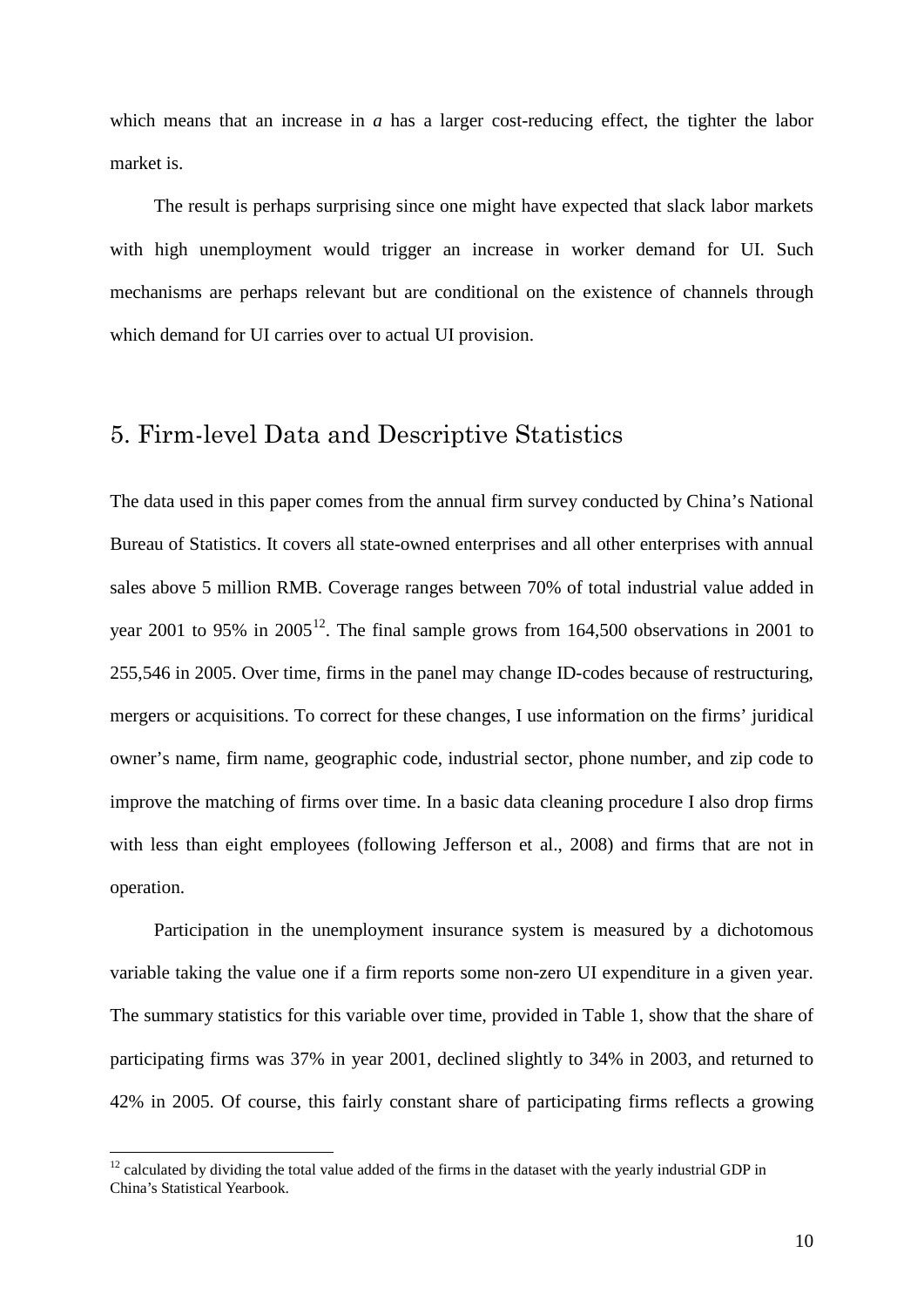which means that an increase in $a$ has a larger cost-reducing effect, the tighter the labor market is.

The result is perhaps surprising since one might have expected that slack labor markets with high unemployment would trigger an increase in worker demand for UI. Such mechanisms are perhaps relevant but are conditional on the existence of channels through which demand for UI carries over to actual UI provision.

## 5. Firm-level Data and Descriptive Statistics

The data used in this paper comes from the annual firm survey conducted by China's National Bureau of Statistics. It covers all state-owned enterprises and all other enterprises with annual sales above 5 million RMB. Coverage ranges between 70% of total industrial value added in year 2001 to 95% in 2005[12]. The final sample grows from 164,500 observations in 2001 to 255,546 in 2005. Over time, firms in the panel may change ID-codes because of restructuring, mergers or acquisitions. To correct for these changes, I use information on the firms' juridical owner's name, firm name, geographic code, industrial sector, phone number, and zip code to improve the matching of firms over time. In a basic data cleaning procedure I also drop firms with less than eight employees (following Jefferson et al., 2008) and firms that are not in operation.

Participation in the unemployment insurance system is measured by a dichotomous variable taking the value one if a firm reports some non-zero UI expenditure in a given year. The summary statistics for this variable over time, provided in Table 1, show that the share of participating firms was 37% in year 2001, declined slightly to 34% in 2003, and returned to 42% in 2005. Of course, this fairly constant share of participating firms reflects a growing

[12] calculated by dividing the total value added of the firms in the dataset with the yearly industrial GDP in China's Statistical Yearbook.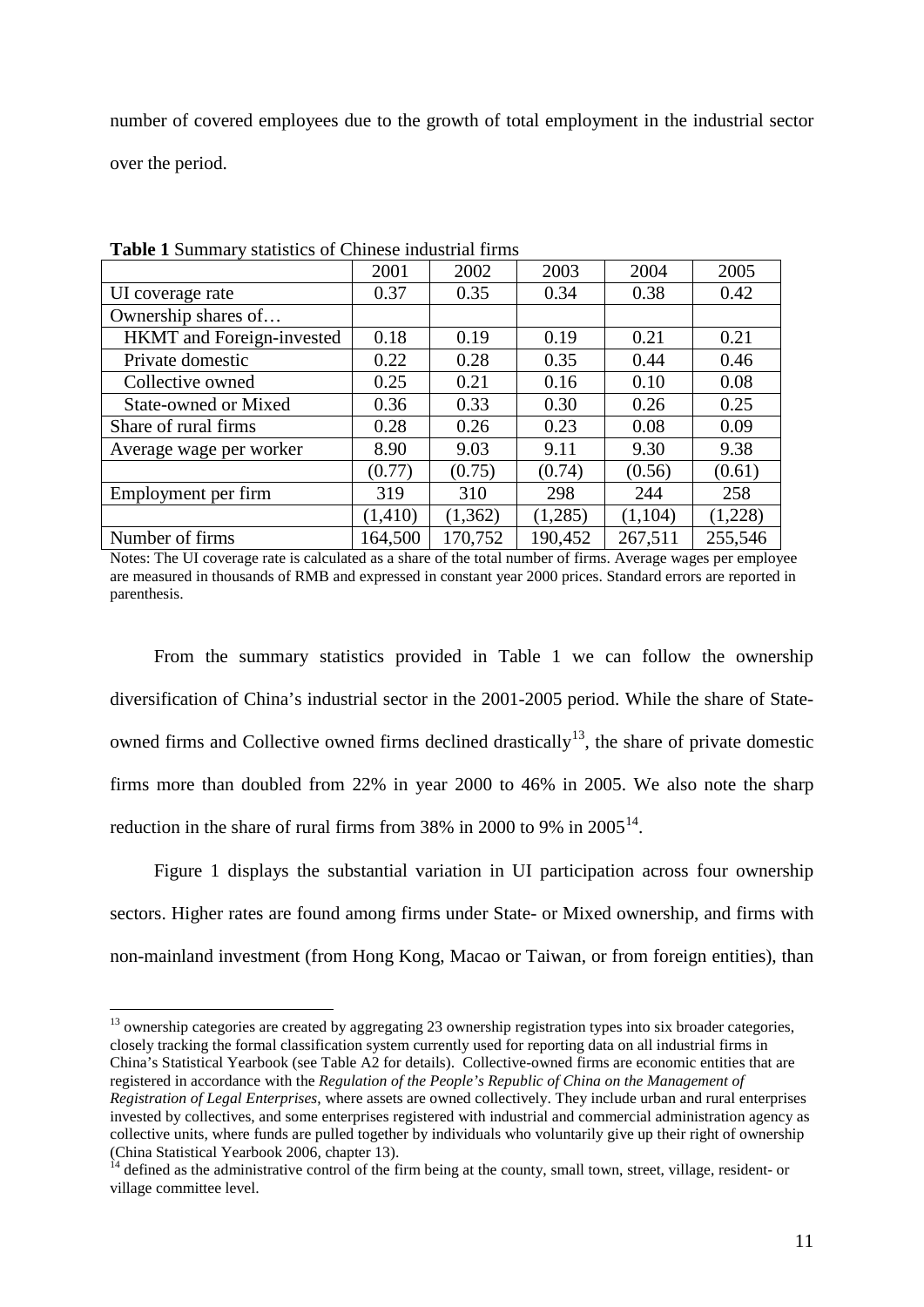number of covered employees due to the growth of total employment in the industrial sector over the period.

**Table 1** Summary statistics of Chinese industrial firms

| | 2001 | 2002 | 2003 | 2004 | 2005 |
|---|---|---|---|---|---|
| UI coverage rate | 0.37 | 0.35 | 0.34 | 0.38 | 0.42 |
| Ownership shares of… | | | | | |
| HKMT and Foreign-invested | 0.18 | 0.19 | 0.19 | 0.21 | 0.21 |
| Private domestic | 0.22 | 0.28 | 0.35 | 0.44 | 0.46 |
| Collective owned | 0.25 | 0.21 | 0.16 | 0.10 | 0.08 |
| State-owned or Mixed | 0.36 | 0.33 | 0.30 | 0.26 | 0.25 |
| Share of rural firms | 0.28 | 0.26 | 0.23 | 0.08 | 0.09 |
| Average wage per worker | 8.90 | 9.03 | 9.11 | 9.30 | 9.38 |
| | (0.77) | (0.75) | (0.74) | (0.56) | (0.61) |
| Employment per firm | 319 | 310 | 298 | 244 | 258 |
| | (1,410) | (1,362) | (1,285) | (1,104) | (1,228) |
| Number of firms | 164,500 | 170,752 | 190,452 | 267,511 | 255,546 |

Notes: The UI coverage rate is calculated as a share of the total number of firms. Average wages per employee are measured in thousands of RMB and expressed in constant year 2000 prices. Standard errors are reported in parenthesis.

From the summary statistics provided in Table 1 we can follow the ownership diversification of China's industrial sector in the 2001-2005 period. While the share of State-owned firms and Collective owned firms declined drastically[13], the share of private domestic firms more than doubled from 22% in year 2000 to 46% in 2005. We also note the sharp reduction in the share of rural firms from 38% in 2000 to 9% in 2005[14].

Figure 1 displays the substantial variation in UI participation across four ownership sectors. Higher rates are found among firms under State- or Mixed ownership, and firms with non-mainland investment (from Hong Kong, Macao or Taiwan, or from foreign entities), than

[13] ownership categories are created by aggregating 23 ownership registration types into six broader categories, closely tracking the formal classification system currently used for reporting data on all industrial firms in China's Statistical Yearbook (see Table A2 for details). Collective-owned firms are economic entities that are registered in accordance with the *Regulation of the People's Republic of China on the Management of Registration of Legal Enterprises*, where assets are owned collectively. They include urban and rural enterprises invested by collectives, and some enterprises registered with industrial and commercial administration agency as collective units, where funds are pulled together by individuals who voluntarily give up their right of ownership (China Statistical Yearbook 2006, chapter 13).

[14] defined as the administrative control of the firm being at the county, small town, street, village, resident- or village committee level.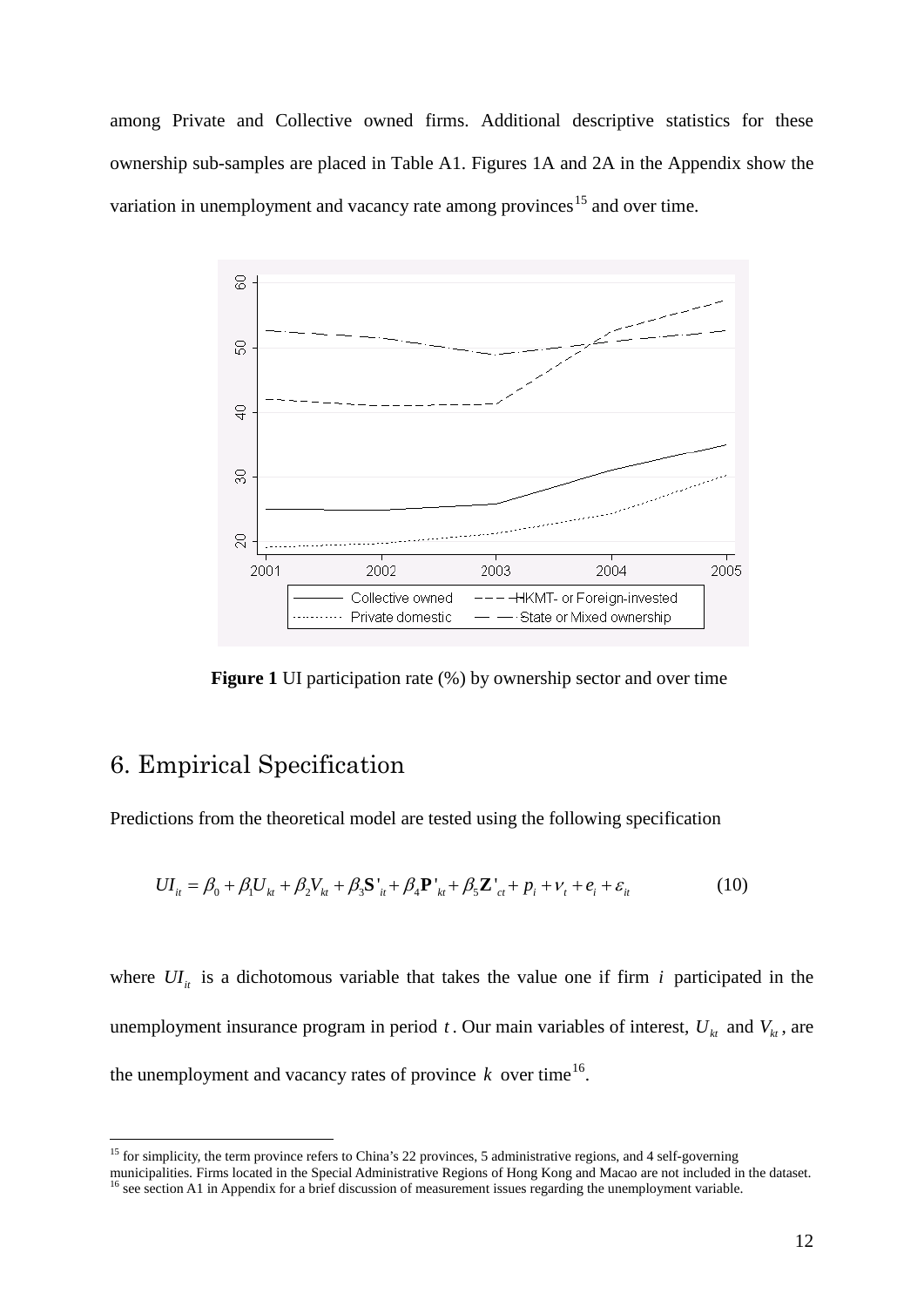among Private and Collective owned firms. Additional descriptive statistics for these ownership sub-samples are placed in Table A1. Figures 1A and 2A in the Appendix show the variation in unemployment and vacancy rate among provinces[15] and over time.

**Figure 1** UI participation rate (%) by ownership sector and over time

## 6. Empirical Specification

Predictions from the theoretical model are tested using the following specification

$$UI_{it} = \beta_0 + \beta_1 U_{kt} + \beta_2 V_{kt} + \beta_3 \mathbf{S}'_{it} + \beta_4 \mathbf{P}'_{kt} + \beta_5 \mathbf{Z}'_{ct} + p_i + \nu_t + e_i + \varepsilon_{it} \tag{10}$$

where $UI_{it}$ is a dichotomous variable that takes the value one if firm $i$ participated in the unemployment insurance program in period $t$. Our main variables of interest, $U_{kt}$ and $V_{kt}$, are the unemployment and vacancy rates of province $k$ over time[16].

[15] for simplicity, the term province refers to China's 22 provinces, 5 administrative regions, and 4 self-governing municipalities. Firms located in the Special Administrative Regions of Hong Kong and Macao are not included in the dataset.

[16] see section A1 in Appendix for a brief discussion of measurement issues regarding the unemployment variable.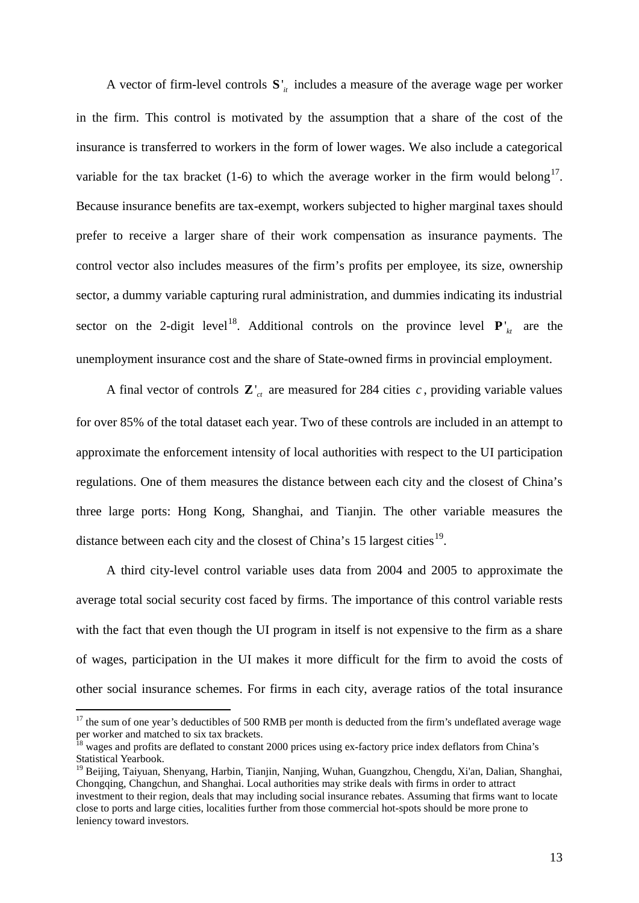A vector of firm-level controls $\mathbf{S}'_{it}$ includes a measure of the average wage per worker in the firm. This control is motivated by the assumption that a share of the cost of the insurance is transferred to workers in the form of lower wages. We also include a categorical variable for the tax bracket (1-6) to which the average worker in the firm would belong[17]. Because insurance benefits are tax-exempt, workers subjected to higher marginal taxes should prefer to receive a larger share of their work compensation as insurance payments. The control vector also includes measures of the firm's profits per employee, its size, ownership sector, a dummy variable capturing rural administration, and dummies indicating its industrial sector on the 2-digit level[18]. Additional controls on the province level $\mathbf{P}'_{kt}$ are the unemployment insurance cost and the share of State-owned firms in provincial employment.

A final vector of controls $\mathbf{Z}'_{ct}$ are measured for 284 cities $c$, providing variable values for over 85% of the total dataset each year. Two of these controls are included in an attempt to approximate the enforcement intensity of local authorities with respect to the UI participation regulations. One of them measures the distance between each city and the closest of China's three large ports: Hong Kong, Shanghai, and Tianjin. The other variable measures the distance between each city and the closest of China's 15 largest cities[19].

A third city-level control variable uses data from 2004 and 2005 to approximate the average total social security cost faced by firms. The importance of this control variable rests with the fact that even though the UI program in itself is not expensive to the firm as a share of wages, participation in the UI makes it more difficult for the firm to avoid the costs of other social insurance schemes. For firms in each city, average ratios of the total insurance

---

[17] the sum of one year's deductibles of 500 RMB per month is deducted from the firm's undeflated average wage per worker and matched to six tax brackets.

[18] wages and profits are deflated to constant 2000 prices using ex-factory price index deflators from China's Statistical Yearbook.

[19] Beijing, Taiyuan, Shenyang, Harbin, Tianjin, Nanjing, Wuhan, Guangzhou, Chengdu, Xi'an, Dalian, Shanghai, Chongqing, Changchun, and Shanghai. Local authorities may strike deals with firms in order to attract investment to their region, deals that may including social insurance rebates. Assuming that firms want to locate close to ports and large cities, localities further from those commercial hot-spots should be more prone to leniency toward investors.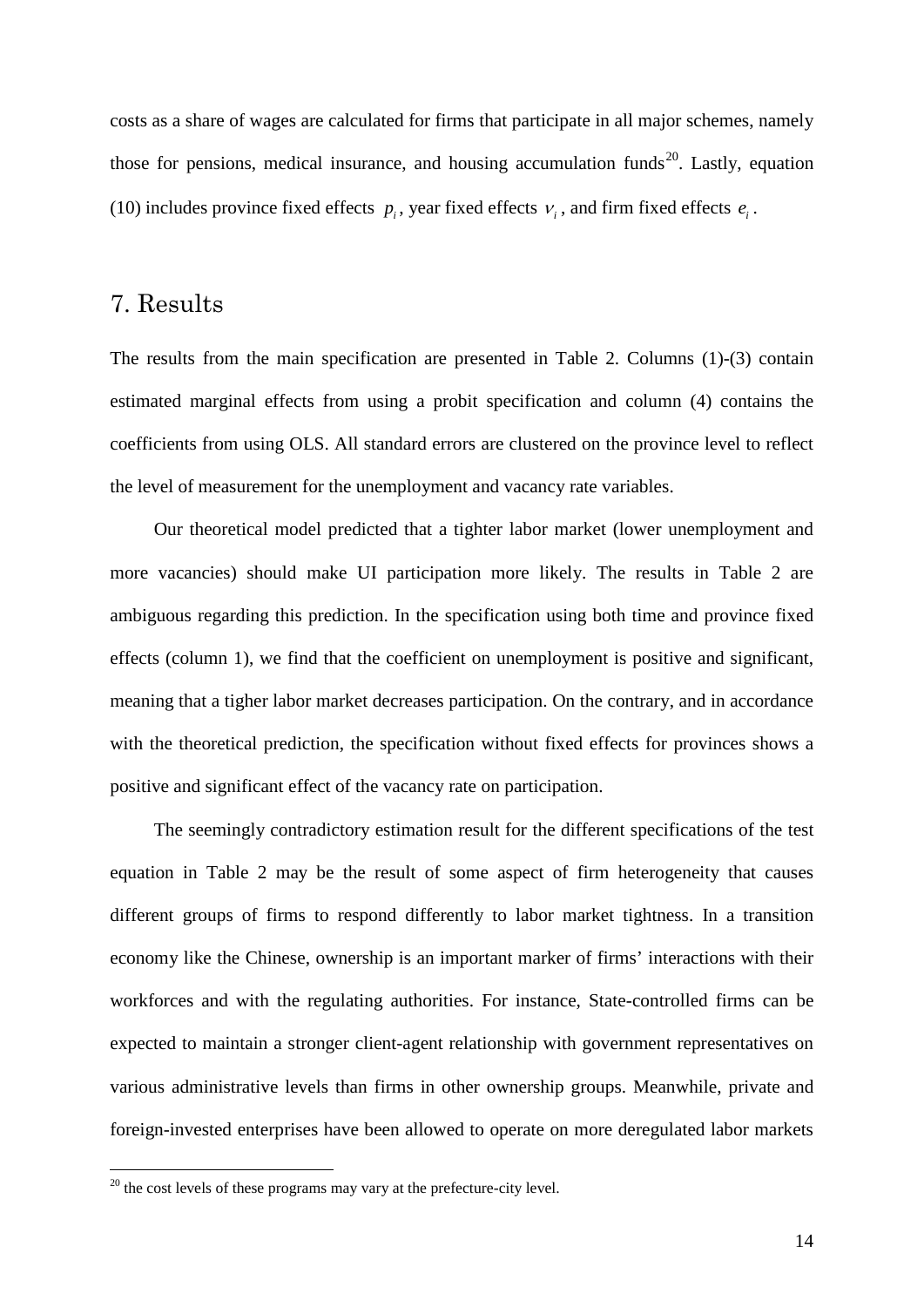costs as a share of wages are calculated for firms that participate in all major schemes, namely those for pensions, medical insurance, and housing accumulation funds[20]. Lastly, equation (10) includes province fixed effects $p_i$, year fixed effects $\nu_i$, and firm fixed effects $e_i$.

# 7. Results

The results from the main specification are presented in Table 2. Columns (1)-(3) contain estimated marginal effects from using a probit specification and column (4) contains the coefficients from using OLS. All standard errors are clustered on the province level to reflect the level of measurement for the unemployment and vacancy rate variables.

Our theoretical model predicted that a tighter labor market (lower unemployment and more vacancies) should make UI participation more likely. The results in Table 2 are ambiguous regarding this prediction. In the specification using both time and province fixed effects (column 1), we find that the coefficient on unemployment is positive and significant, meaning that a tigher labor market decreases participation. On the contrary, and in accordance with the theoretical prediction, the specification without fixed effects for provinces shows a positive and significant effect of the vacancy rate on participation.

The seemingly contradictory estimation result for the different specifications of the test equation in Table 2 may be the result of some aspect of firm heterogeneity that causes different groups of firms to respond differently to labor market tightness. In a transition economy like the Chinese, ownership is an important marker of firms' interactions with their workforces and with the regulating authorities. For instance, State-controlled firms can be expected to maintain a stronger client-agent relationship with government representatives on various administrative levels than firms in other ownership groups. Meanwhile, private and foreign-invested enterprises have been allowed to operate on more deregulated labor markets

[20] the cost levels of these programs may vary at the prefecture-city level.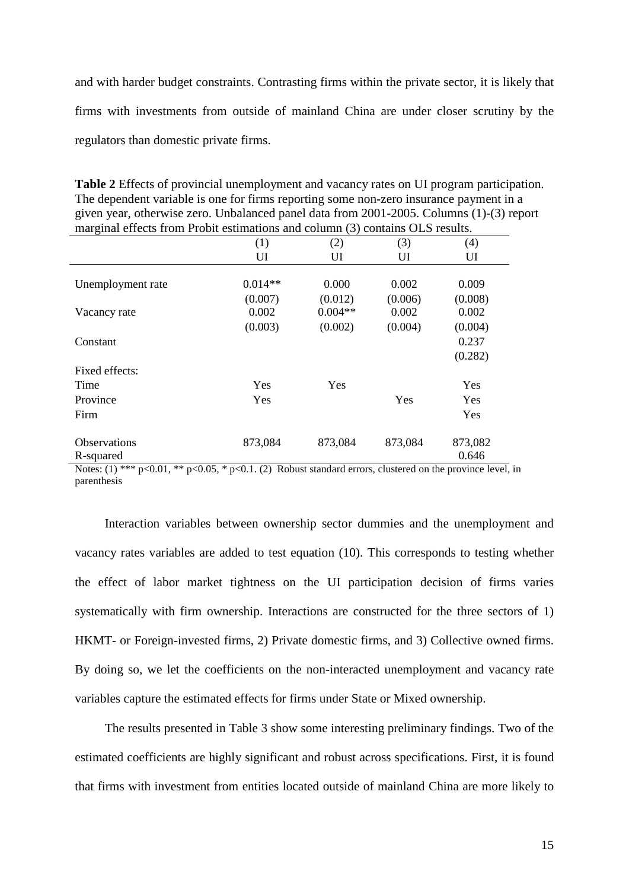and with harder budget constraints. Contrasting firms within the private sector, it is likely that firms with investments from outside of mainland China are under closer scrutiny by the regulators than domestic private firms.

**Table 2** Effects of provincial unemployment and vacancy rates on UI program participation. The dependent variable is one for firms reporting some non-zero insurance payment in a given year, otherwise zero. Unbalanced panel data from 2001-2005. Columns (1)-(3) report marginal effects from Probit estimations and column (3) contains OLS results.

| | (1) | (2) | (3) | (4) |
|---|---|---|---|---|
| | UI | UI | UI | UI |
| Unemployment rate | 0.014** | 0.000 | 0.002 | 0.009 |
| | (0.007) | (0.012) | (0.006) | (0.008) |
| Vacancy rate | 0.002 | 0.004** | 0.002 | 0.002 |
| | (0.003) | (0.002) | (0.004) | (0.004) |
| Constant | | | | 0.237 |
| | | | | (0.282) |
| Fixed effects: | | | | |
| Time | Yes | Yes | | Yes |
| Province | Yes | | Yes | Yes |
| Firm | | | | Yes |
| Observations | 873,084 | 873,084 | 873,084 | 873,082 |
| R-squared | | | | 0.646 |

Notes: (1) *** p<0.01, ** p<0.05, * p<0.1. (2) Robust standard errors, clustered on the province level, in parenthesis

Interaction variables between ownership sector dummies and the unemployment and vacancy rates variables are added to test equation (10). This corresponds to testing whether the effect of labor market tightness on the UI participation decision of firms varies systematically with firm ownership. Interactions are constructed for the three sectors of 1) HKMT- or Foreign-invested firms, 2) Private domestic firms, and 3) Collective owned firms. By doing so, we let the coefficients on the non-interacted unemployment and vacancy rate variables capture the estimated effects for firms under State or Mixed ownership.

The results presented in Table 3 show some interesting preliminary findings. Two of the estimated coefficients are highly significant and robust across specifications. First, it is found that firms with investment from entities located outside of mainland China are more likely to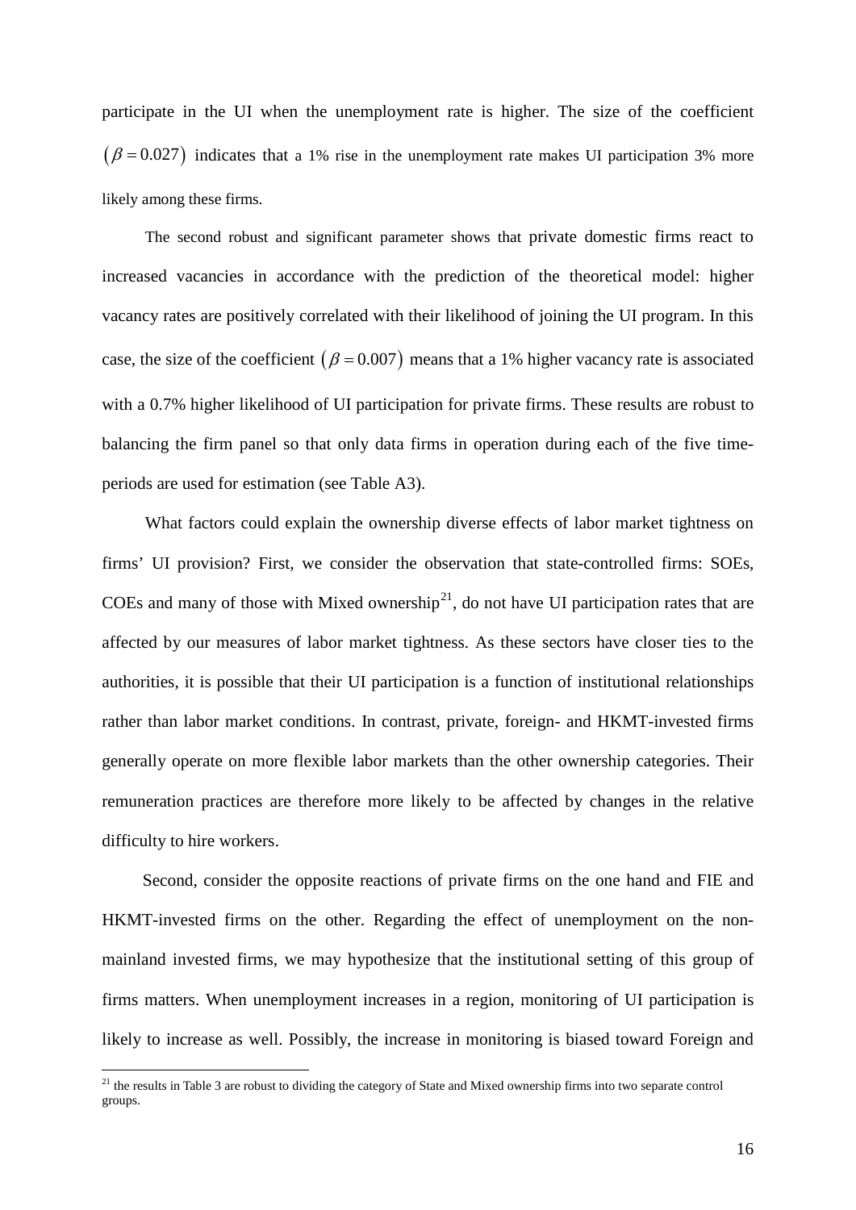participate in the UI when the unemployment rate is higher. The size of the coefficient $(\beta = 0.027)$ indicates that a 1% rise in the unemployment rate makes UI participation 3% more likely among these firms.

The second robust and significant parameter shows that private domestic firms react to increased vacancies in accordance with the prediction of the theoretical model: higher vacancy rates are positively correlated with their likelihood of joining the UI program. In this case, the size of the coefficient $(\beta = 0.007)$ means that a 1% higher vacancy rate is associated with a 0.7% higher likelihood of UI participation for private firms. These results are robust to balancing the firm panel so that only data firms in operation during each of the five time-periods are used for estimation (see Table A3).

What factors could explain the ownership diverse effects of labor market tightness on firms' UI provision? First, we consider the observation that state-controlled firms: SOEs, COEs and many of those with Mixed ownership[21], do not have UI participation rates that are affected by our measures of labor market tightness. As these sectors have closer ties to the authorities, it is possible that their UI participation is a function of institutional relationships rather than labor market conditions. In contrast, private, foreign- and HKMT-invested firms generally operate on more flexible labor markets than the other ownership categories. Their remuneration practices are therefore more likely to be affected by changes in the relative difficulty to hire workers.

Second, consider the opposite reactions of private firms on the one hand and FIE and HKMT-invested firms on the other. Regarding the effect of unemployment on the non-mainland invested firms, we may hypothesize that the institutional setting of this group of firms matters. When unemployment increases in a region, monitoring of UI participation is likely to increase as well. Possibly, the increase in monitoring is biased toward Foreign and

[21] the results in Table 3 are robust to dividing the category of State and Mixed ownership firms into two separate control groups.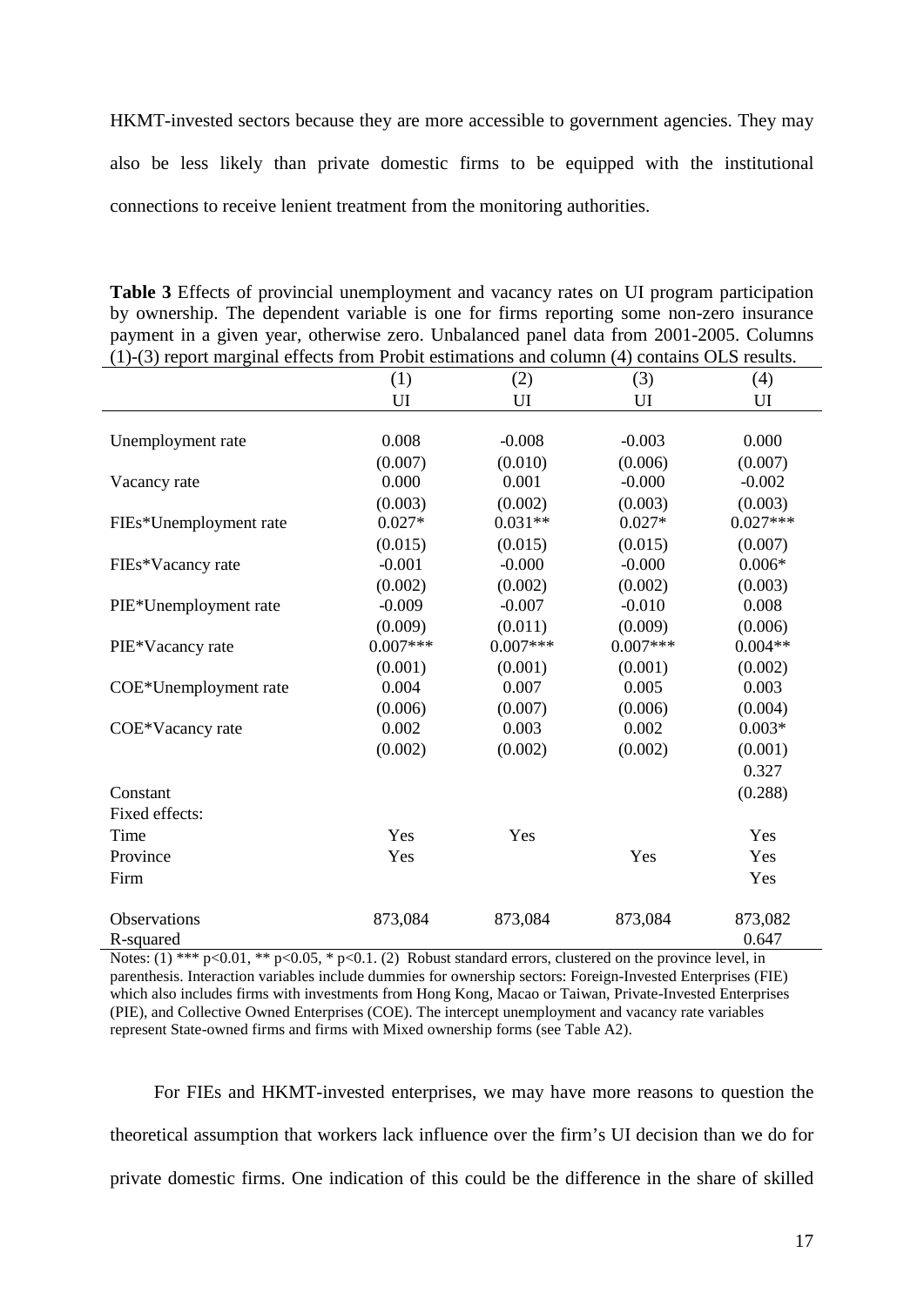HKMT-invested sectors because they are more accessible to government agencies. They may also be less likely than private domestic firms to be equipped with the institutional connections to receive lenient treatment from the monitoring authorities.

**Table 3** Effects of provincial unemployment and vacancy rates on UI program participation by ownership. The dependent variable is one for firms reporting some non-zero insurance payment in a given year, otherwise zero. Unbalanced panel data from 2001-2005. Columns (1)-(3) report marginal effects from Probit estimations and column (4) contains OLS results.

| | (1) | (2) | (3) | (4) |
|---|---|---|---|---|
| | UI | UI | UI | UI |
| Unemployment rate | 0.008 | -0.008 | -0.003 | 0.000 |
| | (0.007) | (0.010) | (0.006) | (0.007) |
| Vacancy rate | 0.000 | 0.001 | -0.000 | -0.002 |
| | (0.003) | (0.002) | (0.003) | (0.003) |
| FIEs*Unemployment rate | 0.027* | 0.031** | 0.027* | 0.027*** |
| | (0.015) | (0.015) | (0.015) | (0.007) |
| FIEs*Vacancy rate | -0.001 | -0.000 | -0.000 | 0.006* |
| | (0.002) | (0.002) | (0.002) | (0.003) |
| PIE*Unemployment rate | -0.009 | -0.007 | -0.010 | 0.008 |
| | (0.009) | (0.011) | (0.009) | (0.006) |
| PIE*Vacancy rate | 0.007*** | 0.007*** | 0.007*** | 0.004** |
| | (0.001) | (0.001) | (0.001) | (0.002) |
| COE*Unemployment rate | 0.004 | 0.007 | 0.005 | 0.003 |
| | (0.006) | (0.007) | (0.006) | (0.004) |
| COE*Vacancy rate | 0.002 | 0.003 | 0.002 | 0.003* |
| | (0.002) | (0.002) | (0.002) | (0.001) |
| Constant | | | | 0.327 |
| | | | | (0.288) |
| Fixed effects: | | | | |
| Time | Yes | Yes | | Yes |
| Province | Yes | | Yes | Yes |
| Firm | | | | Yes |
| Observations | 873,084 | 873,084 | 873,084 | 873,082 |
| R-squared | | | | 0.647 |

Notes: (1) *** p<0.01, ** p<0.05, * p<0.1. (2) Robust standard errors, clustered on the province level, in parenthesis. Interaction variables include dummies for ownership sectors: Foreign-Invested Enterprises (FIE) which also includes firms with investments from Hong Kong, Macao or Taiwan, Private-Invested Enterprises (PIE), and Collective Owned Enterprises (COE). The intercept unemployment and vacancy rate variables represent State-owned firms and firms with Mixed ownership forms (see Table A2).

For FIEs and HKMT-invested enterprises, we may have more reasons to question the theoretical assumption that workers lack influence over the firm's UI decision than we do for private domestic firms. One indication of this could be the difference in the share of skilled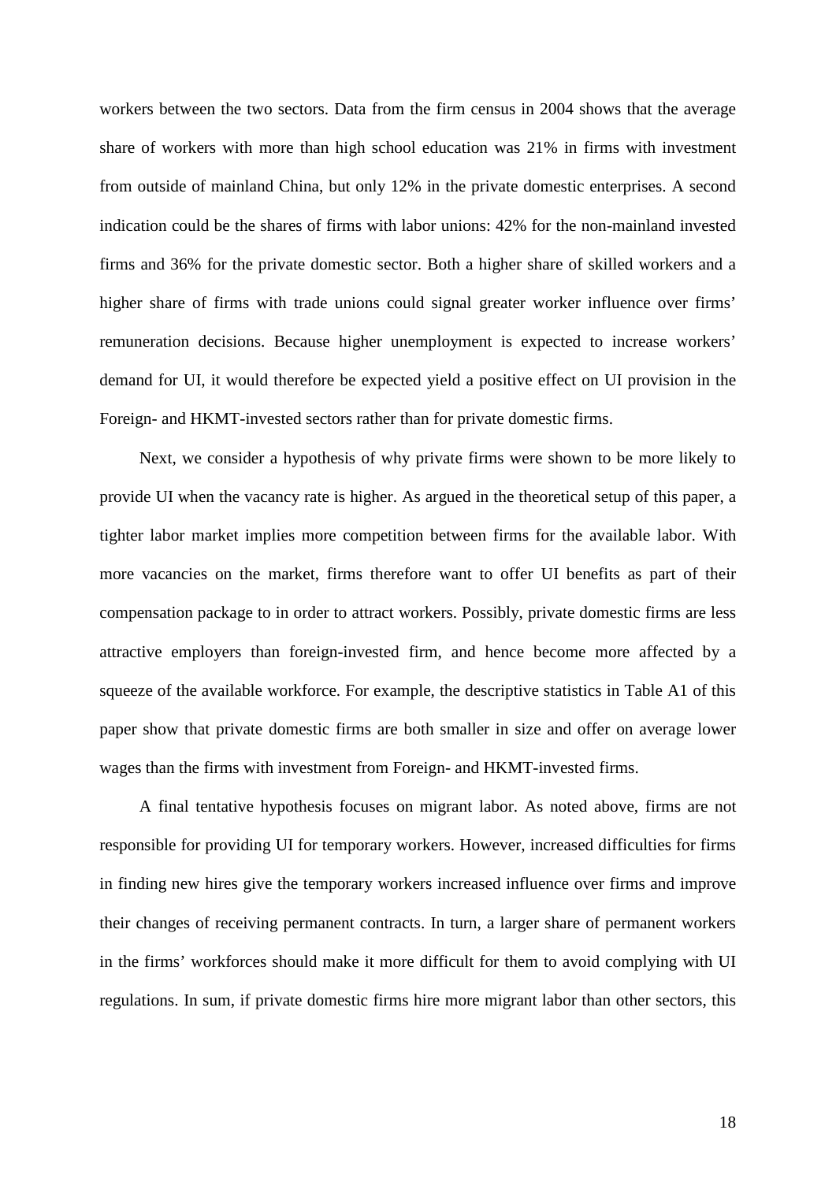workers between the two sectors. Data from the firm census in 2004 shows that the average share of workers with more than high school education was 21% in firms with investment from outside of mainland China, but only 12% in the private domestic enterprises. A second indication could be the shares of firms with labor unions: 42% for the non-mainland invested firms and 36% for the private domestic sector. Both a higher share of skilled workers and a higher share of firms with trade unions could signal greater worker influence over firms' remuneration decisions. Because higher unemployment is expected to increase workers' demand for UI, it would therefore be expected yield a positive effect on UI provision in the Foreign- and HKMT-invested sectors rather than for private domestic firms.

Next, we consider a hypothesis of why private firms were shown to be more likely to provide UI when the vacancy rate is higher. As argued in the theoretical setup of this paper, a tighter labor market implies more competition between firms for the available labor. With more vacancies on the market, firms therefore want to offer UI benefits as part of their compensation package to in order to attract workers. Possibly, private domestic firms are less attractive employers than foreign-invested firm, and hence become more affected by a squeeze of the available workforce. For example, the descriptive statistics in Table A1 of this paper show that private domestic firms are both smaller in size and offer on average lower wages than the firms with investment from Foreign- and HKMT-invested firms.

A final tentative hypothesis focuses on migrant labor. As noted above, firms are not responsible for providing UI for temporary workers. However, increased difficulties for firms in finding new hires give the temporary workers increased influence over firms and improve their changes of receiving permanent contracts. In turn, a larger share of permanent workers in the firms' workforces should make it more difficult for them to avoid complying with UI regulations. In sum, if private domestic firms hire more migrant labor than other sectors, this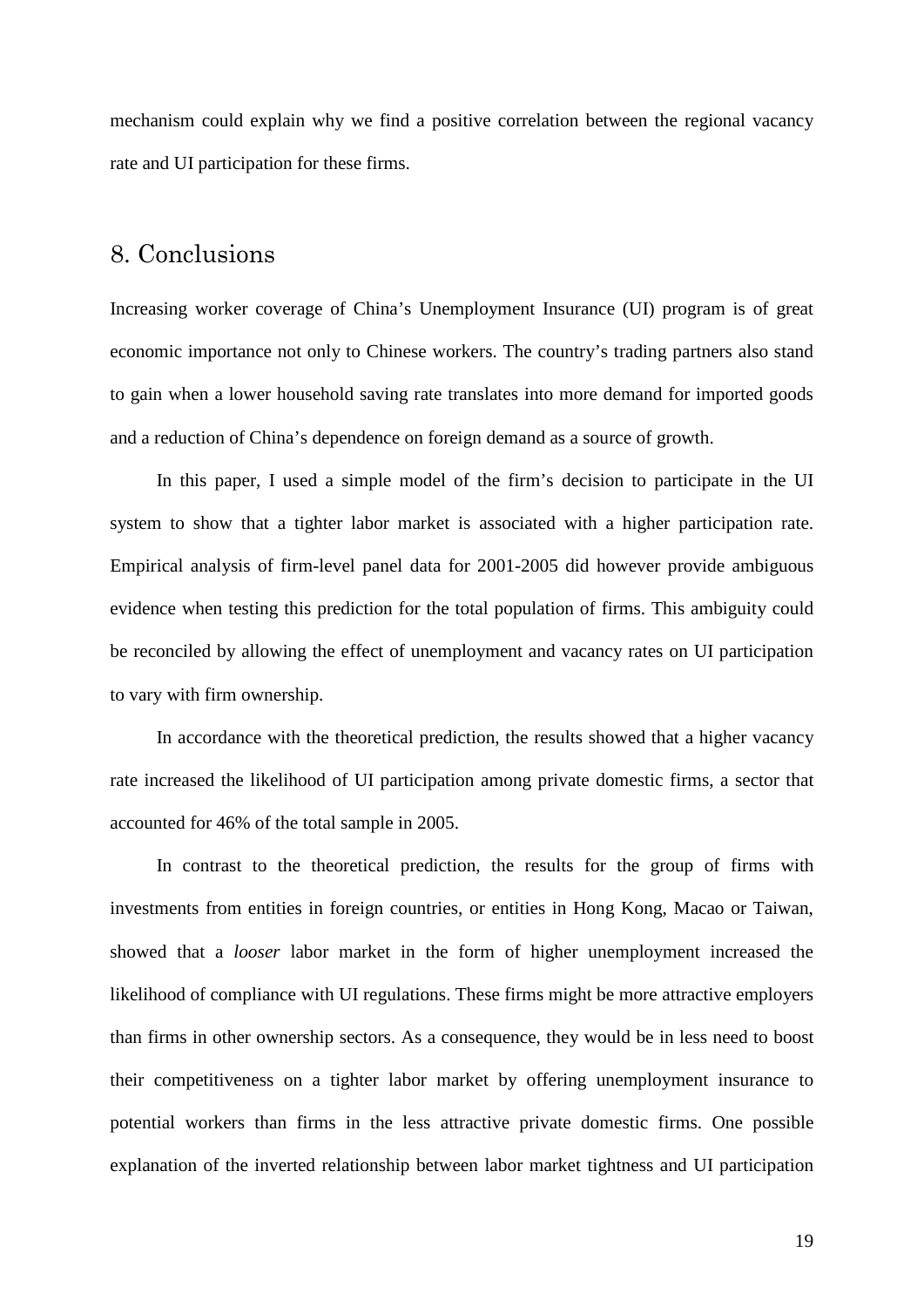mechanism could explain why we find a positive correlation between the regional vacancy rate and UI participation for these firms.

## 8. Conclusions

Increasing worker coverage of China's Unemployment Insurance (UI) program is of great economic importance not only to Chinese workers. The country's trading partners also stand to gain when a lower household saving rate translates into more demand for imported goods and a reduction of China's dependence on foreign demand as a source of growth.

In this paper, I used a simple model of the firm's decision to participate in the UI system to show that a tighter labor market is associated with a higher participation rate. Empirical analysis of firm-level panel data for 2001-2005 did however provide ambiguous evidence when testing this prediction for the total population of firms. This ambiguity could be reconciled by allowing the effect of unemployment and vacancy rates on UI participation to vary with firm ownership.

In accordance with the theoretical prediction, the results showed that a higher vacancy rate increased the likelihood of UI participation among private domestic firms, a sector that accounted for 46% of the total sample in 2005.

In contrast to the theoretical prediction, the results for the group of firms with investments from entities in foreign countries, or entities in Hong Kong, Macao or Taiwan, showed that a *looser* labor market in the form of higher unemployment increased the likelihood of compliance with UI regulations. These firms might be more attractive employers than firms in other ownership sectors. As a consequence, they would be in less need to boost their competitiveness on a tighter labor market by offering unemployment insurance to potential workers than firms in the less attractive private domestic firms. One possible explanation of the inverted relationship between labor market tightness and UI participation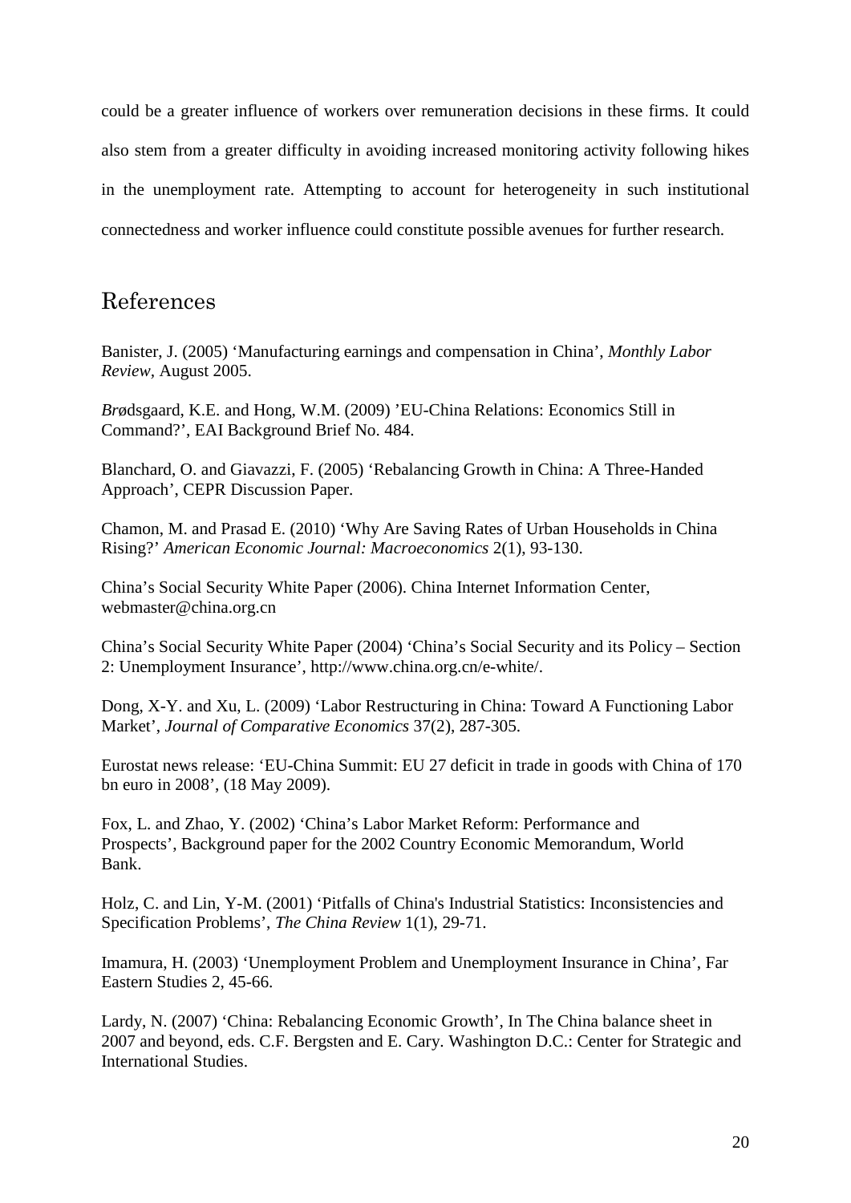could be a greater influence of workers over remuneration decisions in these firms. It could also stem from a greater difficulty in avoiding increased monitoring activity following hikes in the unemployment rate. Attempting to account for heterogeneity in such institutional connectedness and worker influence could constitute possible avenues for further research.

# References

Banister, J. (2005) 'Manufacturing earnings and compensation in China', *Monthly Labor Review*, August 2005.

*Brø*dsgaard, K.E. and Hong, W.M. (2009) 'EU-China Relations: Economics Still in Command?', EAI Background Brief No. 484.

Blanchard, O. and Giavazzi, F. (2005) 'Rebalancing Growth in China: A Three-Handed Approach', CEPR Discussion Paper.

Chamon, M. and Prasad E. (2010) 'Why Are Saving Rates of Urban Households in China Rising?' *American Economic Journal: Macroeconomics* 2(1), 93-130.

China's Social Security White Paper (2006). China Internet Information Center, webmaster@china.org.cn

China's Social Security White Paper (2004) 'China's Social Security and its Policy – Section 2: Unemployment Insurance', http://www.china.org.cn/e-white/.

Dong, X-Y. and Xu, L. (2009) 'Labor Restructuring in China: Toward A Functioning Labor Market', *Journal of Comparative Economics* 37(2), 287-305.

Eurostat news release: 'EU-China Summit: EU 27 deficit in trade in goods with China of 170 bn euro in 2008', (18 May 2009).

Fox, L. and Zhao, Y. (2002) 'China's Labor Market Reform: Performance and Prospects', Background paper for the 2002 Country Economic Memorandum, World Bank.

Holz, C. and Lin, Y-M. (2001) 'Pitfalls of China's Industrial Statistics: Inconsistencies and Specification Problems', *The China Review* 1(1), 29-71.

Imamura, H. (2003) 'Unemployment Problem and Unemployment Insurance in China', Far Eastern Studies 2, 45-66.

Lardy, N. (2007) 'China: Rebalancing Economic Growth', In The China balance sheet in 2007 and beyond, eds. C.F. Bergsten and E. Cary. Washington D.C.: Center for Strategic and International Studies.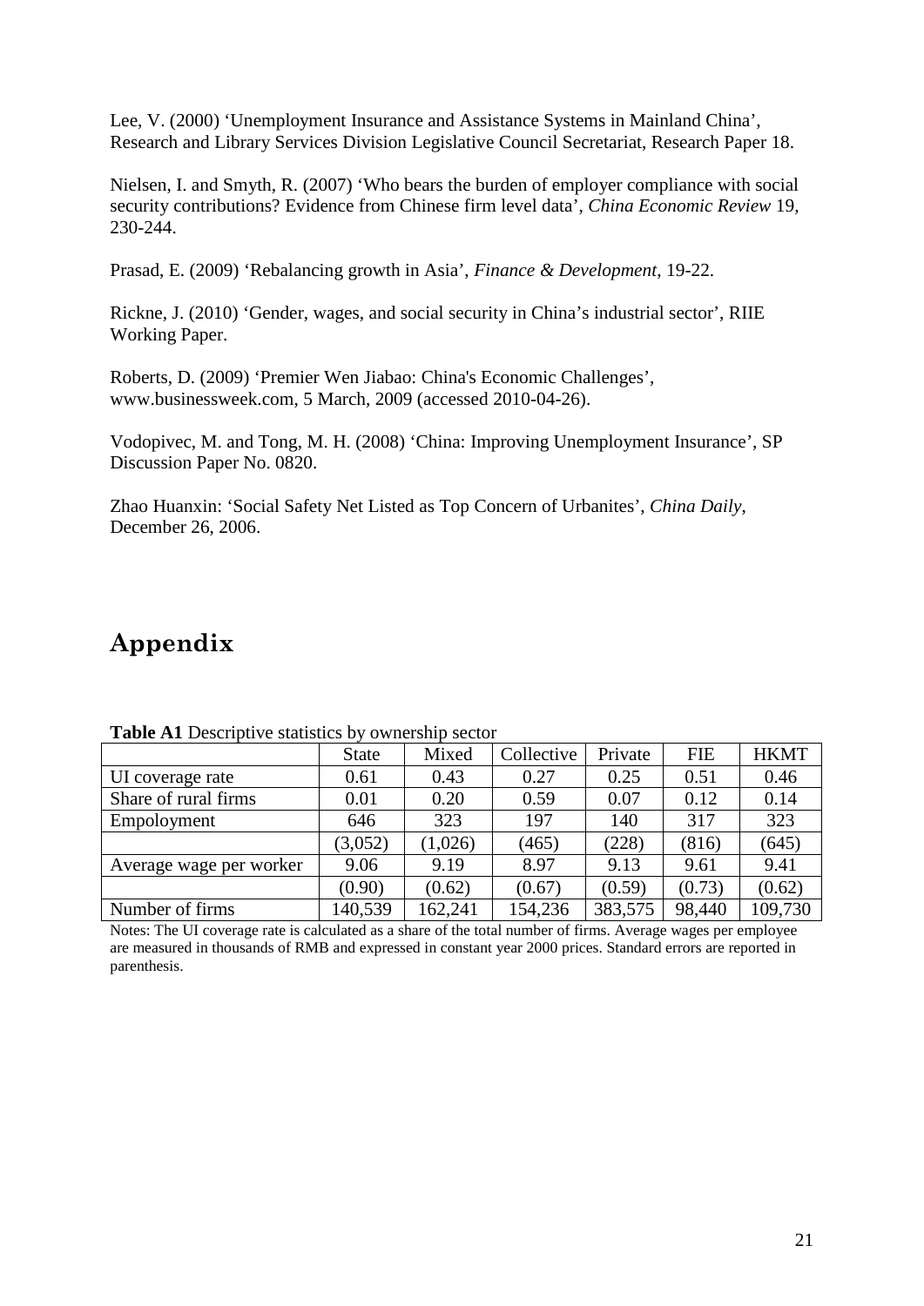Lee, V. (2000) 'Unemployment Insurance and Assistance Systems in Mainland China', Research and Library Services Division Legislative Council Secretariat, Research Paper 18.

Nielsen, I. and Smyth, R. (2007) 'Who bears the burden of employer compliance with social security contributions? Evidence from Chinese firm level data', *China Economic Review* 19, 230-244.

Prasad, E. (2009) 'Rebalancing growth in Asia', *Finance & Development*, 19-22.

Rickne, J. (2010) 'Gender, wages, and social security in China's industrial sector', RIIE Working Paper.

Roberts, D. (2009) 'Premier Wen Jiabao: China's Economic Challenges', www.businessweek.com, 5 March, 2009 (accessed 2010-04-26).

Vodopivec, M. and Tong, M. H. (2008) 'China: Improving Unemployment Insurance', SP Discussion Paper No. 0820.

Zhao Huanxin: 'Social Safety Net Listed as Top Concern of Urbanites', *China Daily*, December 26, 2006.

# Appendix

**Table A1** Descriptive statistics by ownership sector

| | State | Mixed | Collective | Private | FIE | HKMT |
|---|---|---|---|---|---|---|
| UI coverage rate | 0.61 | 0.43 | 0.27 | 0.25 | 0.51 | 0.46 |
| Share of rural firms | 0.01 | 0.20 | 0.59 | 0.07 | 0.12 | 0.14 |
| Empoloyment | 646 | 323 | 197 | 140 | 317 | 323 |
| | (3,052) | (1,026) | (465) | (228) | (816) | (645) |
| Average wage per worker | 9.06 | 9.19 | 8.97 | 9.13 | 9.61 | 9.41 |
| | (0.90) | (0.62) | (0.67) | (0.59) | (0.73) | (0.62) |
| Number of firms | 140,539 | 162,241 | 154,236 | 383,575 | 98,440 | 109,730 |

Notes: The UI coverage rate is calculated as a share of the total number of firms. Average wages per employee are measured in thousands of RMB and expressed in constant year 2000 prices. Standard errors are reported in parenthesis.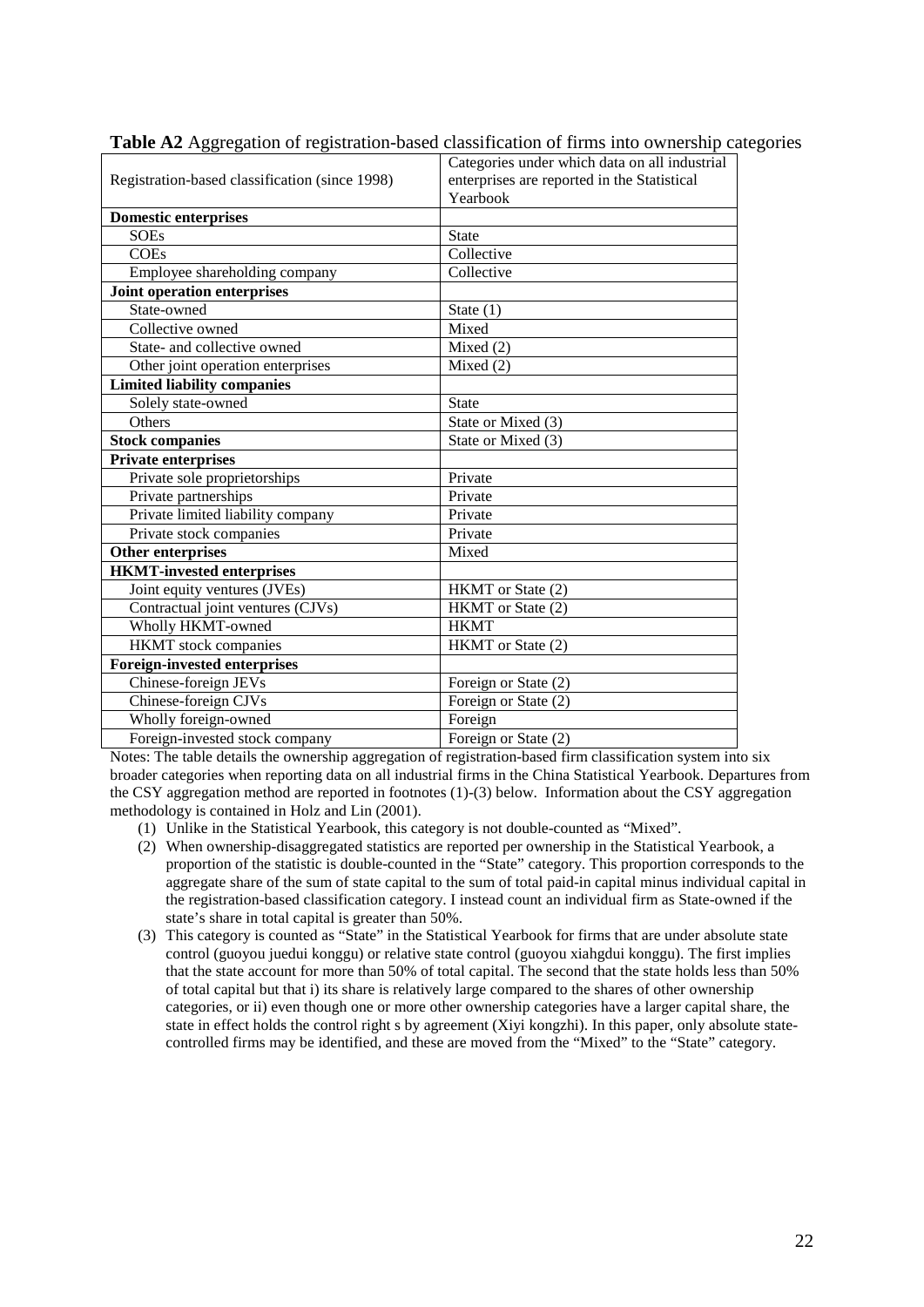**Table A2** Aggregation of registration-based classification of firms into ownership categories

| Registration-based classification (since 1998) | Categories under which data on all industrial enterprises are reported in the Statistical Yearbook |
|---|---|
| **Domestic enterprises** | |
| SOEs | State |
| COEs | Collective |
| Employee shareholding company | Collective |
| **Joint operation enterprises** | |
| State-owned | State (1) |
| Collective owned | Mixed |
| State- and collective owned | Mixed (2) |
| Other joint operation enterprises | Mixed (2) |
| **Limited liability companies** | |
| Solely state-owned | State |
| Others | State or Mixed (3) |
| **Stock companies** | State or Mixed (3) |
| **Private enterprises** | |
| Private sole proprietorships | Private |
| Private partnerships | Private |
| Private limited liability company | Private |
| Private stock companies | Private |
| **Other enterprises** | Mixed |
| **HKMT-invested enterprises** | |
| Joint equity ventures (JVEs) | HKMT or State (2) |
| Contractual joint ventures (CJVs) | HKMT or State (2) |
| Wholly HKMT-owned | HKMT |
| HKMT stock companies | HKMT or State (2) |
| **Foreign-invested enterprises** | |
| Chinese-foreign JEVs | Foreign or State (2) |
| Chinese-foreign CJVs | Foreign or State (2) |
| Wholly foreign-owned | Foreign |
| Foreign-invested stock company | Foreign or State (2) |

Notes: The table details the ownership aggregation of registration-based firm classification system into six broader categories when reporting data on all industrial firms in the China Statistical Yearbook. Departures from the CSY aggregation method are reported in footnotes (1)-(3) below. Information about the CSY aggregation methodology is contained in Holz and Lin (2001).

1. Unlike in the Statistical Yearbook, this category is not double-counted as "Mixed".
2. When ownership-disaggregated statistics are reported per ownership in the Statistical Yearbook, a proportion of the statistic is double-counted in the "State" category. This proportion corresponds to the aggregate share of the sum of state capital to the sum of total paid-in capital minus individual capital in the registration-based classification category. I instead count an individual firm as State-owned if the state's share in total capital is greater than 50%.
3. This category is counted as "State" in the Statistical Yearbook for firms that are under absolute state control (guoyou juedui konggu) or relative state control (guoyou xiahgdui konggu). The first implies that the state account for more than 50% of total capital. The second that the state holds less than 50% of total capital but that i) its share is relatively large compared to the shares of other ownership categories, or ii) even though one or more other ownership categories have a larger capital share, the state in effect holds the control right s by agreement (Xiyi kongzhi). In this paper, only absolute state-controlled firms may be identified, and these are moved from the "Mixed" to the "State" category.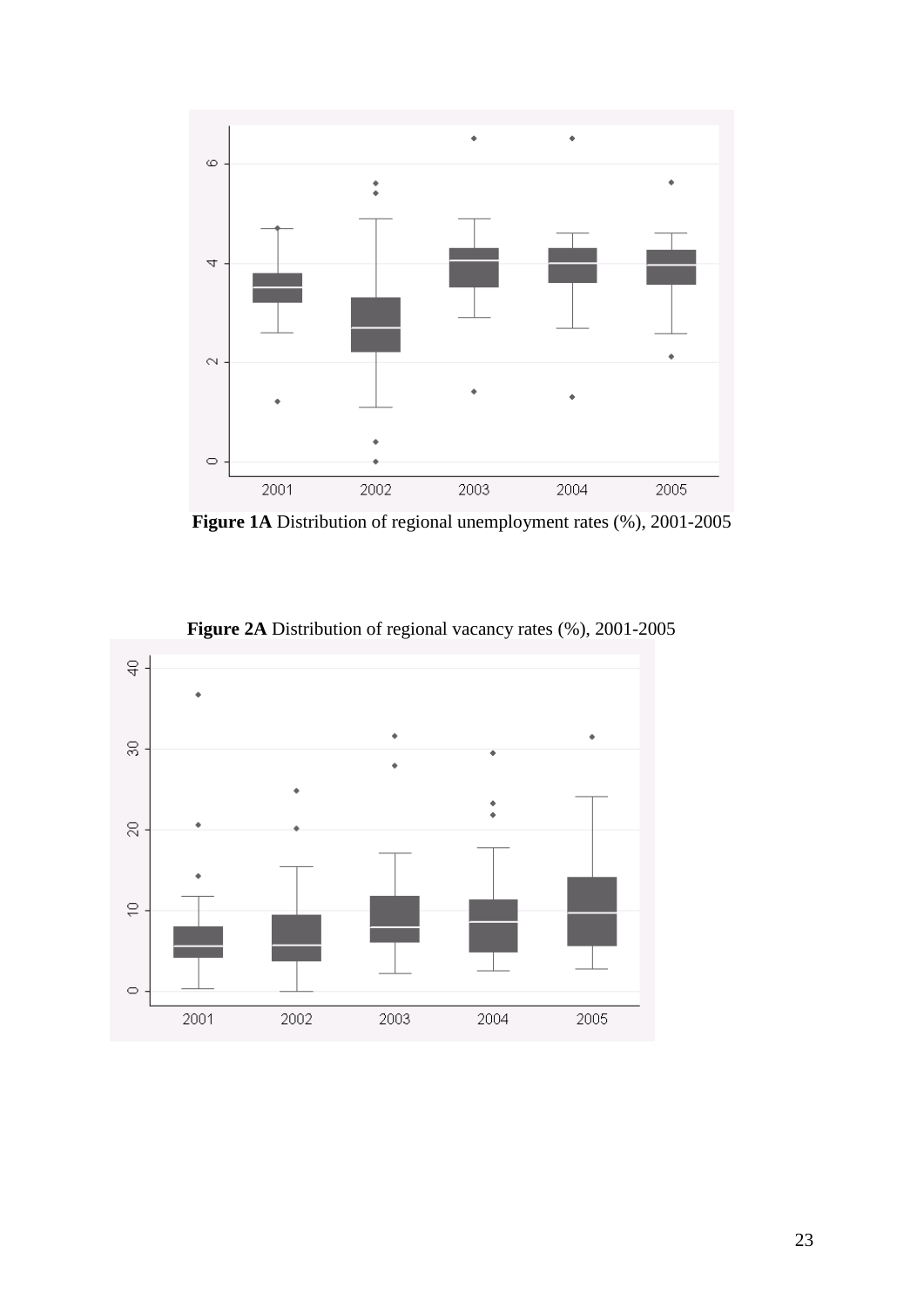**Figure 1A** Distribution of regional unemployment rates (%), 2001-2005

**Figure 2A** Distribution of regional vacancy rates (%), 2001-2005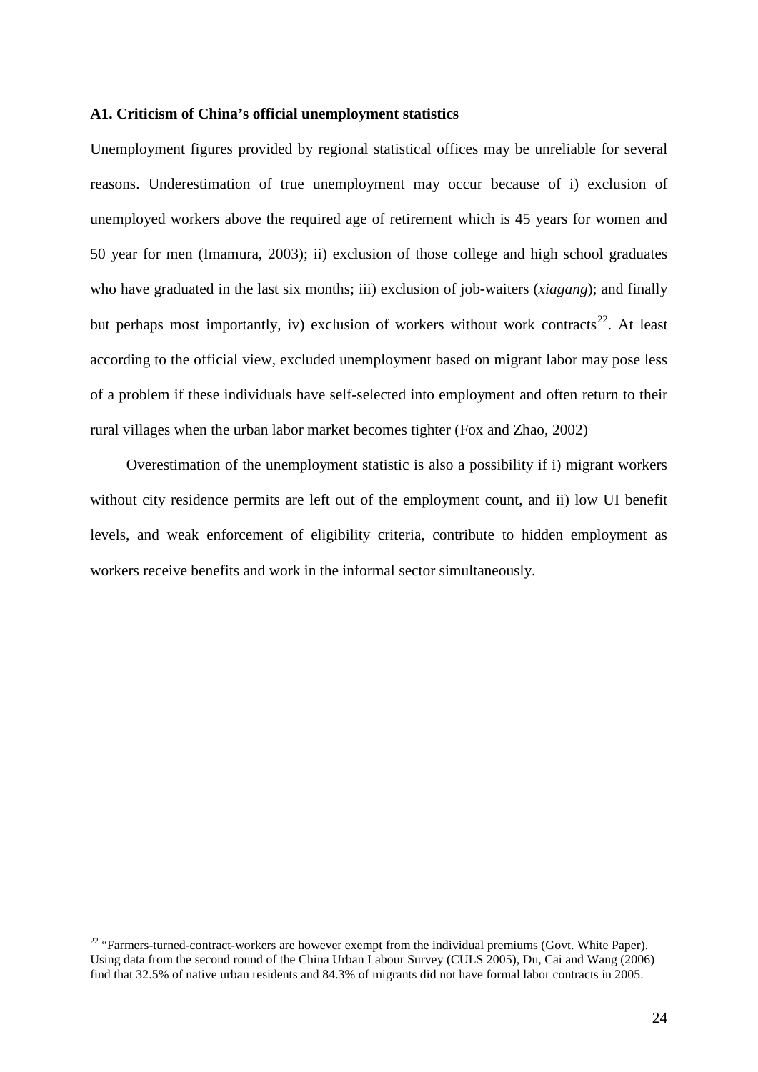### A1. Criticism of China's official unemployment statistics

Unemployment figures provided by regional statistical offices may be unreliable for several reasons. Underestimation of true unemployment may occur because of i) exclusion of unemployed workers above the required age of retirement which is 45 years for women and 50 year for men (Imamura, 2003); ii) exclusion of those college and high school graduates who have graduated in the last six months; iii) exclusion of job-waiters (*xiagang*); and finally but perhaps most importantly, iv) exclusion of workers without work contracts[22]. At least according to the official view, excluded unemployment based on migrant labor may pose less of a problem if these individuals have self-selected into employment and often return to their rural villages when the urban labor market becomes tighter (Fox and Zhao, 2002)

Overestimation of the unemployment statistic is also a possibility if i) migrant workers without city residence permits are left out of the employment count, and ii) low UI benefit levels, and weak enforcement of eligibility criteria, contribute to hidden employment as workers receive benefits and work in the informal sector simultaneously.

---

[22] "Farmers-turned-contract-workers are however exempt from the individual premiums (Govt. White Paper). Using data from the second round of the China Urban Labour Survey (CULS 2005), Du, Cai and Wang (2006) find that 32.5% of native urban residents and 84.3% of migrants did not have formal labor contracts in 2005.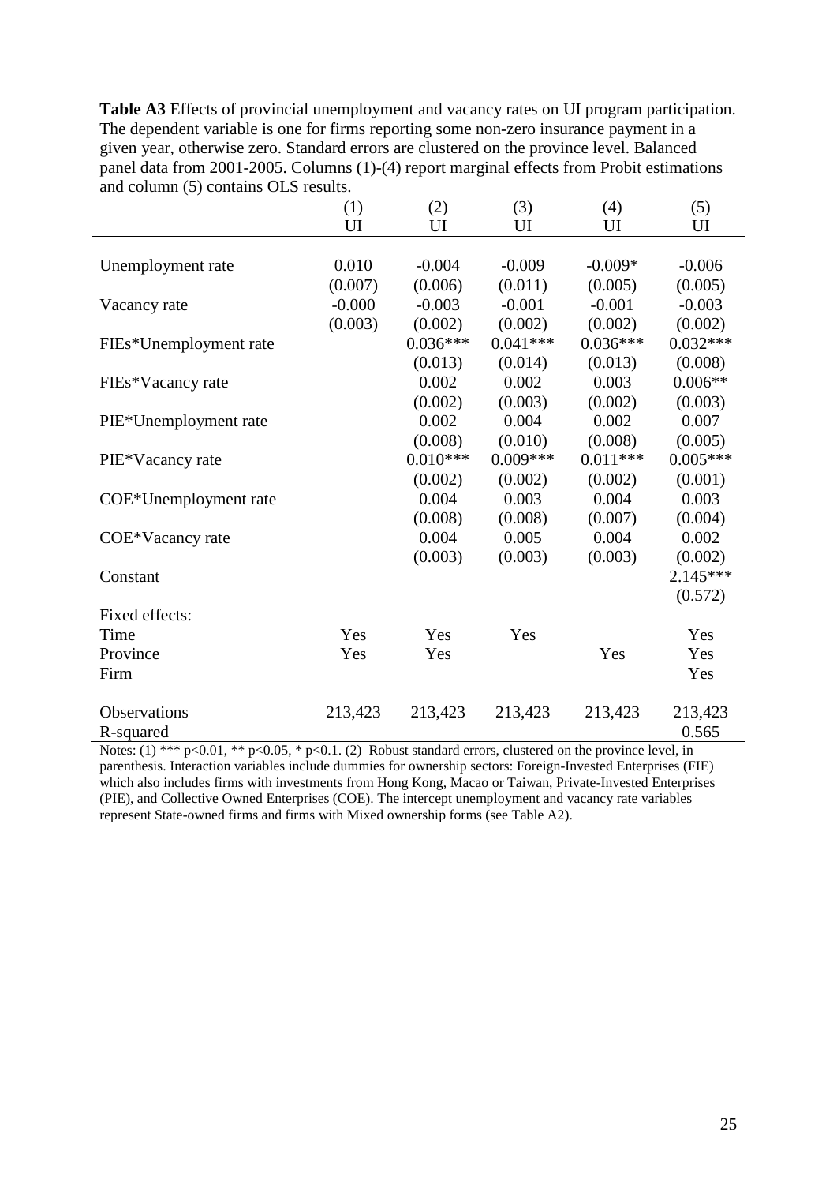**Table A3** Effects of provincial unemployment and vacancy rates on UI program participation. The dependent variable is one for firms reporting some non-zero insurance payment in a given year, otherwise zero. Standard errors are clustered on the province level. Balanced panel data from 2001-2005. Columns (1)-(4) report marginal effects from Probit estimations and column (5) contains OLS results.

| | (1) | (2) | (3) | (4) | (5) |
|---|---|---|---|---|---|
| | UI | UI | UI | UI | UI |
| Unemployment rate | 0.010 | -0.004 | -0.009 | -0.009* | -0.006 |
| | (0.007) | (0.006) | (0.011) | (0.005) | (0.005) |
| Vacancy rate | -0.000 | -0.003 | -0.001 | -0.001 | -0.003 |
| | (0.003) | (0.002) | (0.002) | (0.002) | (0.002) |
| FIEs*Unemployment rate | | 0.036*** | 0.041*** | 0.036*** | 0.032*** |
| | | (0.013) | (0.014) | (0.013) | (0.008) |
| FIEs*Vacancy rate | | 0.002 | 0.002 | 0.003 | 0.006** |
| | | (0.002) | (0.003) | (0.002) | (0.003) |
| PIE*Unemployment rate | | 0.002 | 0.004 | 0.002 | 0.007 |
| | | (0.008) | (0.010) | (0.008) | (0.005) |
| PIE*Vacancy rate | | 0.010*** | 0.009*** | 0.011*** | 0.005*** |
| | | (0.002) | (0.002) | (0.002) | (0.001) |
| COE*Unemployment rate | | 0.004 | 0.003 | 0.004 | 0.003 |
| | | (0.008) | (0.008) | (0.007) | (0.004) |
| COE*Vacancy rate | | 0.004 | 0.005 | 0.004 | 0.002 |
| | | (0.003) | (0.003) | (0.003) | (0.002) |
| Constant | | | | | 2.145*** |
| | | | | | (0.572) |
| Fixed effects: | | | | | |
| Time | Yes | Yes | Yes | | Yes |
| Province | Yes | Yes | | Yes | Yes |
| Firm | | | | | Yes |
| Observations | 213,423 | 213,423 | 213,423 | 213,423 | 213,423 |
| R-squared | | | | | 0.565 |

Notes: (1) *** p<0.01, ** p<0.05, * p<0.1. (2) Robust standard errors, clustered on the province level, in parenthesis. Interaction variables include dummies for ownership sectors: Foreign-Invested Enterprises (FIE) which also includes firms with investments from Hong Kong, Macao or Taiwan, Private-Invested Enterprises (PIE), and Collective Owned Enterprises (COE). The intercept unemployment and vacancy rate variables represent State-owned firms and firms with Mixed ownership forms (see Table A2).